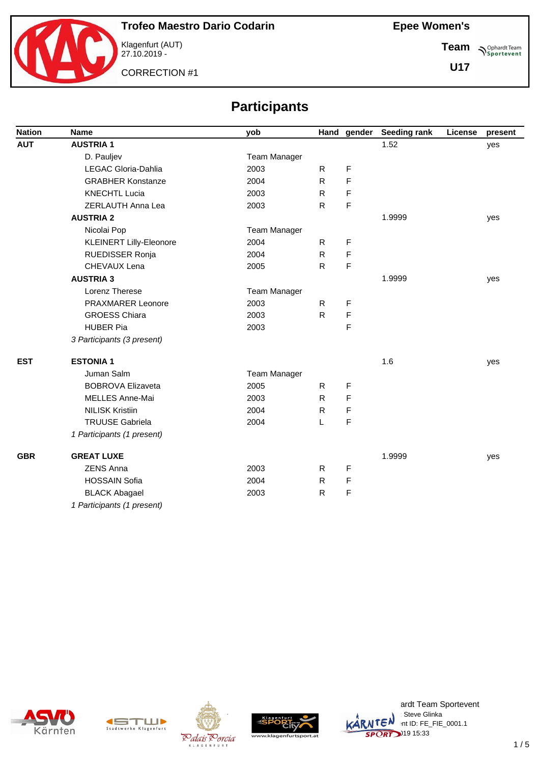# Trofeo Maestro Dario Codarin

Klagenfurt (AUT)
27.10.2019 -

CORRECTION #1

**Epee Women's**

**Team**

**U17**

## Participants

| Nation | Name | yob | Hand | gender | Seeding rank | License | present |
|---|---|---|---|---|---|---|---|
| **AUT** | **AUSTRIA 1** | | | | 1.52 | | yes |
| | D. Pauljev | Team Manager | | | | | |
| | LEGAC Gloria-Dahlia | 2003 | R | F | | | |
| | GRABHER Konstanze | 2004 | R | F | | | |
| | KNECHTL Lucia | 2003 | R | F | | | |
| | ZERLAUTH Anna Lea | 2003 | R | F | | | |
| | **AUSTRIA 2** | | | | 1.9999 | | yes |
| | Nicolai Pop | Team Manager | | | | | |
| | KLEINERT Lilly-Eleonore | 2004 | R | F | | | |
| | RUEDISSER Ronja | 2004 | R | F | | | |
| | CHEVAUX Lena | 2005 | R | F | | | |
| | **AUSTRIA 3** | | | | 1.9999 | | yes |
| | Lorenz Therese | Team Manager | | | | | |
| | PRAXMARER Leonore | 2003 | R | F | | | |
| | GROESS Chiara | 2003 | R | F | | | |
| | HUBER Pia | 2003 | | F | | | |
| | *3 Participants (3 present)* | | | | | | |
| **EST** | **ESTONIA 1** | | | | 1.6 | | yes |
| | Juman Salm | Team Manager | | | | | |
| | BOBROVA Elizaveta | 2005 | R | F | | | |
| | MELLES Anne-Mai | 2003 | R | F | | | |
| | NILISK Kristiin | 2004 | R | F | | | |
| | TRUUSE Gabriela | 2004 | L | F | | | |
| | *1 Participants (1 present)* | | | | | | |
| **GBR** | **GREAT LUXE** | | | | 1.9999 | | yes |
| | ZENS Anna | 2003 | R | F | | | |
| | HOSSAIN Sofia | 2004 | R | F | | | |
| | BLACK Abagael | 2003 | R | F | | | |
| | *1 Participants (1 present)* | | | | | | |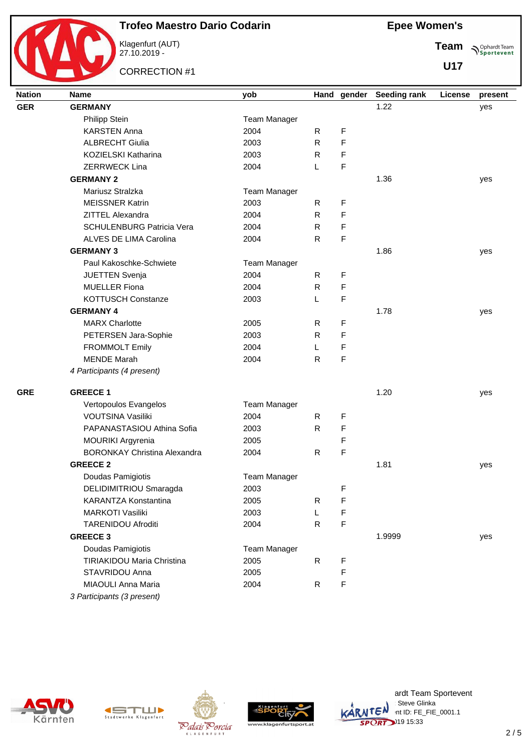# Trofeo Maestro Dario Codarin

Klagenfurt (AUT)
27.10.2019 -

CORRECTION #1

**Epee Women's**

**Team**

**U17**

| Nation | Name | yob | Hand | gender | Seeding rank | License | present |
|---|---|---|---|---|---|---|---|
| **GER** | **GERMANY** | | | | 1.22 | | yes |
| | Philipp Stein | Team Manager | | | | | |
| | KARSTEN Anna | 2004 | R | F | | | |
| | ALBRECHT Giulia | 2003 | R | F | | | |
| | KOZIELSKI Katharina | 2003 | R | F | | | |
| | ZERRWECK Lina | 2004 | L | F | | | |
| | **GERMANY 2** | | | | 1.36 | | yes |
| | Mariusz Stralzka | Team Manager | | | | | |
| | MEISSNER Katrin | 2003 | R | F | | | |
| | ZITTEL Alexandra | 2004 | R | F | | | |
| | SCHULENBURG Patricia Vera | 2004 | R | F | | | |
| | ALVES DE LIMA Carolina | 2004 | R | F | | | |
| | **GERMANY 3** | | | | 1.86 | | yes |
| | Paul Kakoschke-Schwiete | Team Manager | | | | | |
| | JUETTEN Svenja | 2004 | R | F | | | |
| | MUELLER Fiona | 2004 | R | F | | | |
| | KOTTUSCH Constanze | 2003 | L | F | | | |
| | **GERMANY 4** | | | | 1.78 | | yes |
| | MARX Charlotte | 2005 | R | F | | | |
| | PETERSEN Jara-Sophie | 2003 | R | F | | | |
| | FROMMOLT Emily | 2004 | L | F | | | |
| | MENDE Marah | 2004 | R | F | | | |
| | *4 Participants (4 present)* | | | | | | |
| **GRE** | **GREECE 1** | | | | 1.20 | | yes |
| | Vertopoulos Evangelos | Team Manager | | | | | |
| | VOUTSINA Vasiliki | 2004 | R | F | | | |
| | PAPANASTASIOU Athina Sofia | 2003 | R | F | | | |
| | MOURIKI Argyrenia | 2005 | | F | | | |
| | BORONKAY Christina Alexandra | 2004 | R | F | | | |
| | **GREECE 2** | | | | 1.81 | | yes |
| | Doudas Pamigiotis | Team Manager | | | | | |
| | DELIDIMITRIOU Smaragda | 2003 | | F | | | |
| | KARANTZA Konstantina | 2005 | R | F | | | |
| | MARKOTI Vasiliki | 2003 | L | F | | | |
| | TARENIDOU Afroditi | 2004 | R | F | | | |
| | **GREECE 3** | | | | 1.9999 | | yes |
| | Doudas Pamigiotis | Team Manager | | | | | |
| | TIRIAKIDOU Maria Christina | 2005 | R | F | | | |
| | STAVRIDOU Anna | 2005 | | F | | | |
| | MIAOULI Anna Maria | 2004 | R | F | | | |
| | *3 Participants (3 present)* | | | | | | |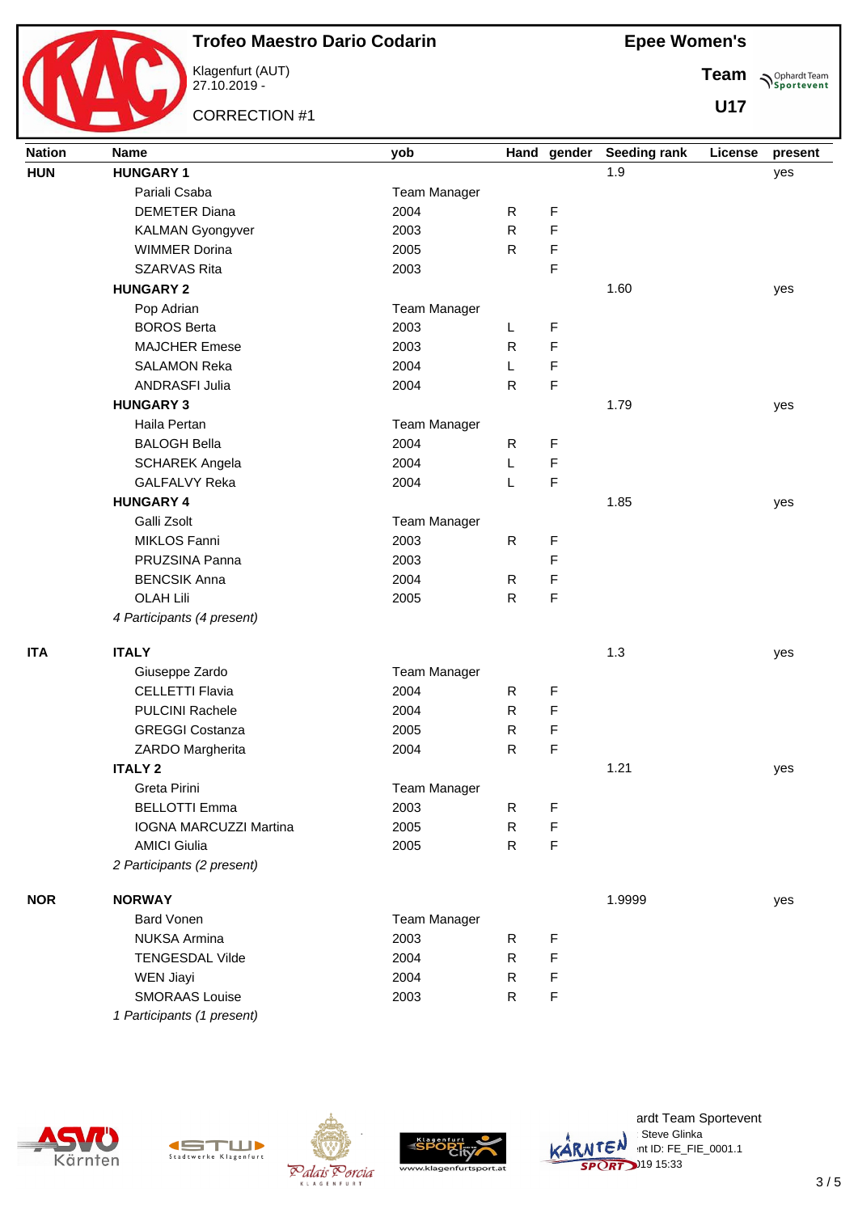# Trofeo Maestro Dario Codarin

Klagenfurt (AUT)
27.10.2019 -

CORRECTION #1

**Epee Women's**

**Team**

**U17**

| Nation | Name | yob | Hand | gender | Seeding rank | License | present |
|---|---|---|---|---|---|---|---|
| **HUN** | **HUNGARY 1** | | | | 1.9 | | yes |
| | Pariali Csaba | Team Manager | | | | | |
| | DEMETER Diana | 2004 | R | F | | | |
| | KALMAN Gyongyver | 2003 | R | F | | | |
| | WIMMER Dorina | 2005 | R | F | | | |
| | SZARVAS Rita | 2003 | | F | | | |
| | **HUNGARY 2** | | | | 1.60 | | yes |
| | Pop Adrian | Team Manager | | | | | |
| | BOROS Berta | 2003 | L | F | | | |
| | MAJCHER Emese | 2003 | R | F | | | |
| | SALAMON Reka | 2004 | L | F | | | |
| | ANDRASFI Julia | 2004 | R | F | | | |
| | **HUNGARY 3** | | | | 1.79 | | yes |
| | Haila Pertan | Team Manager | | | | | |
| | BALOGH Bella | 2004 | R | F | | | |
| | SCHAREK Angela | 2004 | L | F | | | |
| | GALFALVY Reka | 2004 | L | F | | | |
| | **HUNGARY 4** | | | | 1.85 | | yes |
| | Galli Zsolt | Team Manager | | | | | |
| | MIKLOS Fanni | 2003 | R | F | | | |
| | PRUZSINA Panna | 2003 | | F | | | |
| | BENCSIK Anna | 2004 | R | F | | | |
| | OLAH Lili | 2005 | R | F | | | |
| | *4 Participants (4 present)* | | | | | | |
| **ITA** | **ITALY** | | | | 1.3 | | yes |
| | Giuseppe Zardo | Team Manager | | | | | |
| | CELLETTI Flavia | 2004 | R | F | | | |
| | PULCINI Rachele | 2004 | R | F | | | |
| | GREGGI Costanza | 2005 | R | F | | | |
| | ZARDO Margherita | 2004 | R | F | | | |
| | **ITALY 2** | | | | 1.21 | | yes |
| | Greta Pirini | Team Manager | | | | | |
| | BELLOTTI Emma | 2003 | R | F | | | |
| | IOGNA MARCUZZI Martina | 2005 | R | F | | | |
| | AMICI Giulia | 2005 | R | F | | | |
| | *2 Participants (2 present)* | | | | | | |
| **NOR** | **NORWAY** | | | | 1.9999 | | yes |
| | Bard Vonen | Team Manager | | | | | |
| | NUKSA Armina | 2003 | R | F | | | |
| | TENGESDAL Vilde | 2004 | R | F | | | |
| | WEN Jiayi | 2004 | R | F | | | |
| | SMORAAS Louise | 2003 | R | F | | | |
| | *1 Participants (1 present)* | | | | | | |

ardt Team Sportevent
Steve Glinka
nt ID: FE_FIE_0001.1
)19 15:33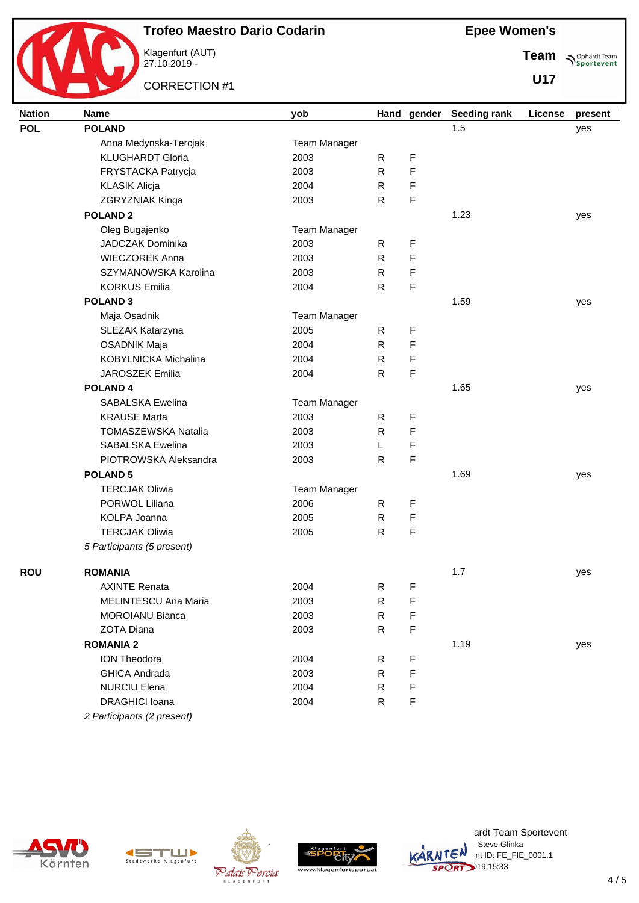# Trofeo Maestro Dario Codarin

Klagenfurt (AUT)
27.10.2019 -

CORRECTION #1

**Epee Women's**

**Team**

**U17**

| Nation | Name | yob | Hand | gender | Seeding rank | License | present |
|---|---|---|---|---|---|---|---|
| **POL** | **POLAND** | | | | 1.5 | | yes |
| | Anna Medynska-Tercjak | Team Manager | | | | | |
| | KLUGHARDT Gloria | 2003 | R | F | | | |
| | FRYSTACKA Patrycja | 2003 | R | F | | | |
| | KLASIK Alicja | 2004 | R | F | | | |
| | ZGRYZNIAK Kinga | 2003 | R | F | | | |
| | **POLAND 2** | | | | 1.23 | | yes |
| | Oleg Bugajenko | Team Manager | | | | | |
| | JADCZAK Dominika | 2003 | R | F | | | |
| | WIECZOREK Anna | 2003 | R | F | | | |
| | SZYMANOWSKA Karolina | 2003 | R | F | | | |
| | KORKUS Emilia | 2004 | R | F | | | |
| | **POLAND 3** | | | | 1.59 | | yes |
| | Maja Osadnik | Team Manager | | | | | |
| | SLEZAK Katarzyna | 2005 | R | F | | | |
| | OSADNIK Maja | 2004 | R | F | | | |
| | KOBYLNICKA Michalina | 2004 | R | F | | | |
| | JAROSZEK Emilia | 2004 | R | F | | | |
| | **POLAND 4** | | | | 1.65 | | yes |
| | SABALSKA Ewelina | Team Manager | | | | | |
| | KRAUSE Marta | 2003 | R | F | | | |
| | TOMASZEWSKA Natalia | 2003 | R | F | | | |
| | SABALSKA Ewelina | 2003 | L | F | | | |
| | PIOTROWSKA Aleksandra | 2003 | R | F | | | |
| | **POLAND 5** | | | | 1.69 | | yes |
| | TERCJAK Oliwia | Team Manager | | | | | |
| | PORWOL Liliana | 2006 | R | F | | | |
| | KOLPA Joanna | 2005 | R | F | | | |
| | TERCJAK Oliwia | 2005 | R | F | | | |
| | *5 Participants (5 present)* | | | | | | |
| **ROU** | **ROMANIA** | | | | 1.7 | | yes |
| | AXINTE Renata | 2004 | R | F | | | |
| | MELINTESCU Ana Maria | 2003 | R | F | | | |
| | MOROIANU Bianca | 2003 | R | F | | | |
| | ZOTA Diana | 2003 | R | F | | | |
| | **ROMANIA 2** | | | | 1.19 | | yes |
| | ION Theodora | 2004 | R | F | | | |
| | GHICA Andrada | 2003 | R | F | | | |
| | NURCIU Elena | 2004 | R | F | | | |
| | DRAGHICI Ioana | 2004 | R | F | | | |
| | *2 Participants (2 present)* | | | | | | |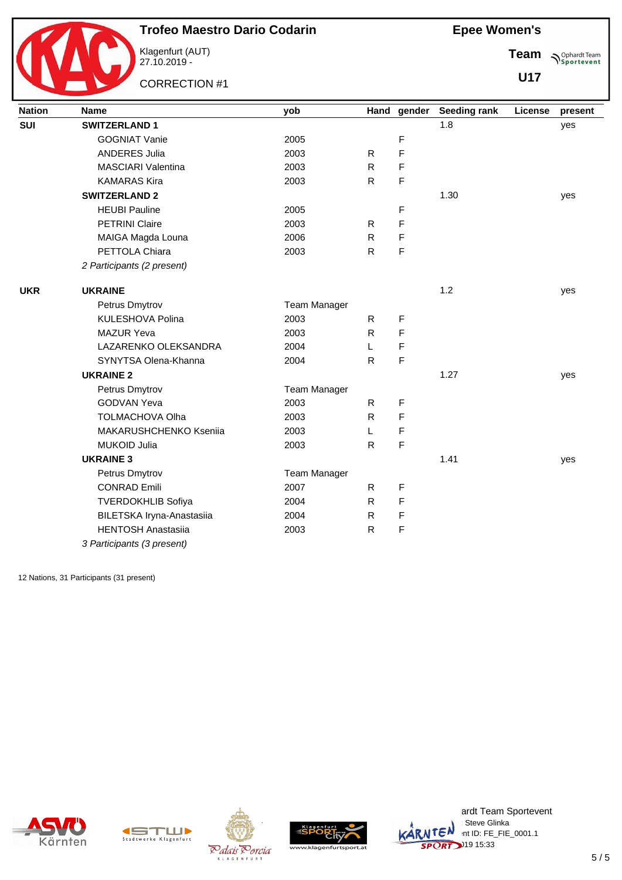# Trofeo Maestro Dario Codarin

Klagenfurt (AUT)
27.10.2019 -

CORRECTION #1

**Epee Women's**

**Team**

**U17**

| Nation | Name | yob | Hand | gender | Seeding rank | License | present |
|---|---|---|---|---|---|---|---|
| **SUI** | **SWITZERLAND 1** | | | | 1.8 | | yes |
| | GOGNIAT Vanie | 2005 | | F | | | |
| | ANDERES Julia | 2003 | R | F | | | |
| | MASCIARI Valentina | 2003 | R | F | | | |
| | KAMARAS Kira | 2003 | R | F | | | |
| | **SWITZERLAND 2** | | | | 1.30 | | yes |
| | HEUBI Pauline | 2005 | | F | | | |
| | PETRINI Claire | 2003 | R | F | | | |
| | MAIGA Magda Louna | 2006 | R | F | | | |
| | PETTOLA Chiara | 2003 | R | F | | | |
| | *2 Participants (2 present)* | | | | | | |
| **UKR** | **UKRAINE** | | | | 1.2 | | yes |
| | Petrus Dmytrov | Team Manager | | | | | |
| | KULESHOVA Polina | 2003 | R | F | | | |
| | MAZUR Yeva | 2003 | R | F | | | |
| | LAZARENKO OLEKSANDRA | 2004 | L | F | | | |
| | SYNYTSA Olena-Khanna | 2004 | R | F | | | |
| | **UKRAINE 2** | | | | 1.27 | | yes |
| | Petrus Dmytrov | Team Manager | | | | | |
| | GODVAN Yeva | 2003 | R | F | | | |
| | TOLMACHOVA Olha | 2003 | R | F | | | |
| | MAKARUSHCHENKO Kseniia | 2003 | L | F | | | |
| | MUKOID Julia | 2003 | R | F | | | |
| | **UKRAINE 3** | | | | 1.41 | | yes |
| | Petrus Dmytrov | Team Manager | | | | | |
| | CONRAD Emili | 2007 | R | F | | | |
| | TVERDOKHLIB Sofiya | 2004 | R | F | | | |
| | BILETSKA Iryna-Anastasiia | 2004 | R | F | | | |
| | HENTOSH Anastasiia | 2003 | R | F | | | |
| | *3 Participants (3 present)* | | | | | | |

12 Nations, 31 Participants (31 present)

ardt Team Sportevent
Steve Glinka
nt ID: FE_FIE_0001.1
)19 15:33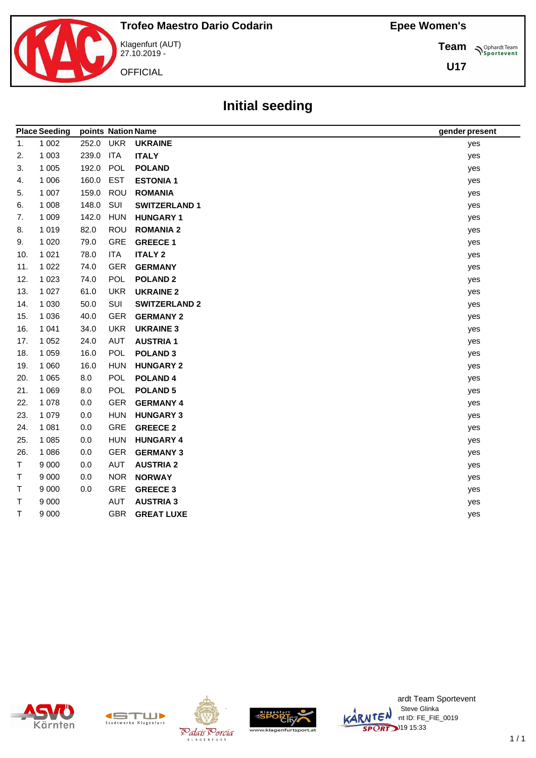# Trofeo Maestro Dario Codarin

Klagenfurt (AUT)
27.10.2019 -

OFFICIAL

**Epee Women's**

**Team**

**U17**

## Initial seeding

| Place | Seeding | points | Nation | Name | gender | present |
|---|---|---|---|---|---|---|
| 1. | 1 002 | 252.0 | UKR | **UKRAINE** | | yes |
| 2. | 1 003 | 239.0 | ITA | **ITALY** | | yes |
| 3. | 1 005 | 192.0 | POL | **POLAND** | | yes |
| 4. | 1 006 | 160.0 | EST | **ESTONIA 1** | | yes |
| 5. | 1 007 | 159.0 | ROU | **ROMANIA** | | yes |
| 6. | 1 008 | 148.0 | SUI | **SWITZERLAND 1** | | yes |
| 7. | 1 009 | 142.0 | HUN | **HUNGARY 1** | | yes |
| 8. | 1 019 | 82.0 | ROU | **ROMANIA 2** | | yes |
| 9. | 1 020 | 79.0 | GRE | **GREECE 1** | | yes |
| 10. | 1 021 | 78.0 | ITA | **ITALY 2** | | yes |
| 11. | 1 022 | 74.0 | GER | **GERMANY** | | yes |
| 12. | 1 023 | 74.0 | POL | **POLAND 2** | | yes |
| 13. | 1 027 | 61.0 | UKR | **UKRAINE 2** | | yes |
| 14. | 1 030 | 50.0 | SUI | **SWITZERLAND 2** | | yes |
| 15. | 1 036 | 40.0 | GER | **GERMANY 2** | | yes |
| 16. | 1 041 | 34.0 | UKR | **UKRAINE 3** | | yes |
| 17. | 1 052 | 24.0 | AUT | **AUSTRIA 1** | | yes |
| 18. | 1 059 | 16.0 | POL | **POLAND 3** | | yes |
| 19. | 1 060 | 16.0 | HUN | **HUNGARY 2** | | yes |
| 20. | 1 065 | 8.0 | POL | **POLAND 4** | | yes |
| 21. | 1 069 | 8.0 | POL | **POLAND 5** | | yes |
| 22. | 1 078 | 0.0 | GER | **GERMANY 4** | | yes |
| 23. | 1 079 | 0.0 | HUN | **HUNGARY 3** | | yes |
| 24. | 1 081 | 0.0 | GRE | **GREECE 2** | | yes |
| 25. | 1 085 | 0.0 | HUN | **HUNGARY 4** | | yes |
| 26. | 1 086 | 0.0 | GER | **GERMANY 3** | | yes |
| T | 9 000 | 0.0 | AUT | **AUSTRIA 2** | | yes |
| T | 9 000 | 0.0 | NOR | **NORWAY** | | yes |
| T | 9 000 | 0.0 | GRE | **GREECE 3** | | yes |
| T | 9 000 | | AUT | **AUSTRIA 3** | | yes |
| T | 9 000 | | GBR | **GREAT LUXE** | | yes |

ardt Team Sportevent
Steve Glinka
nt ID: FE_FIE_0019
)19 15:33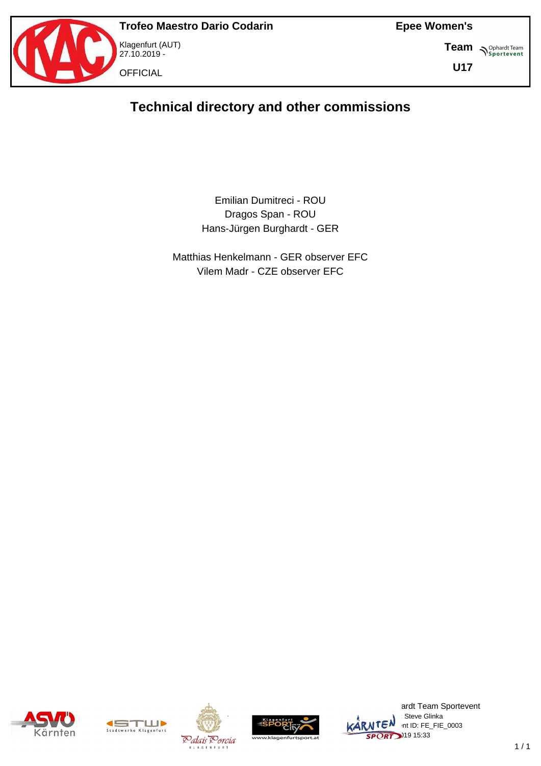# Technical directory and other commissions

Emilian Dumitreci - ROU
Dragos Span - ROU
Hans-Jürgen Burghardt - GER

Matthias Henkelmann - GER observer EFC
Vilem Madr - CZE observer EFC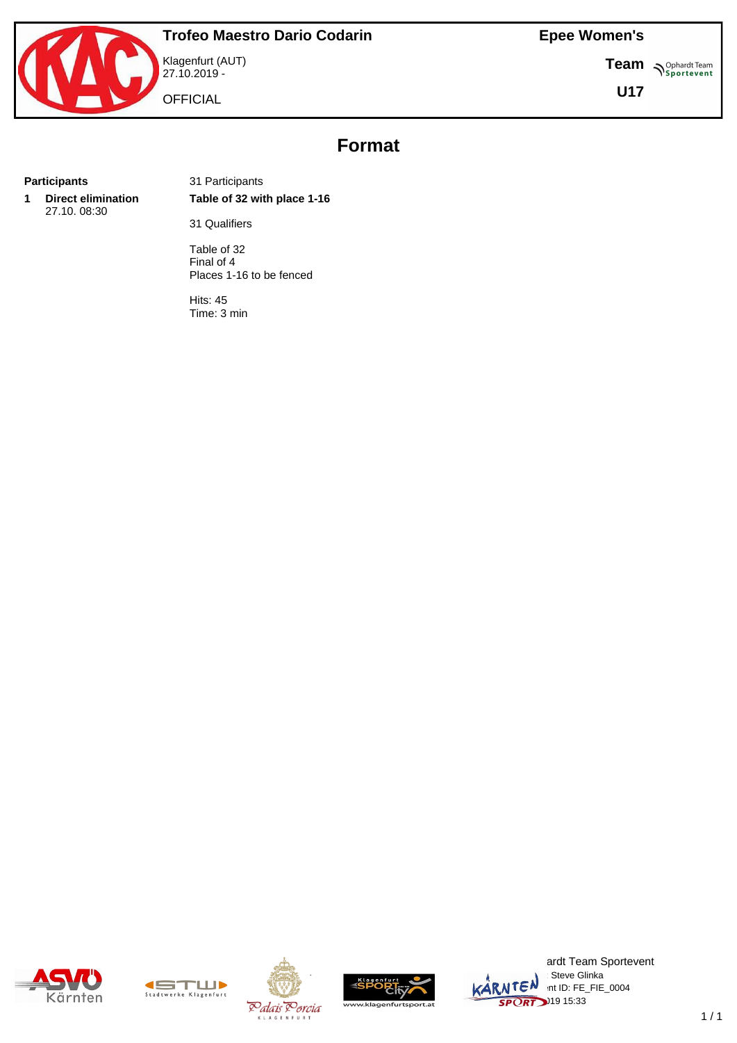**Trofeo Maestro Dario Codarin**

Klagenfurt (AUT)
27.10.2019 -

OFFICIAL

**Epee Women's**

**Team**

**U17**

# Format

| **Participants** | 31 Participants |
| --- | --- |
| **1 Direct elimination** 27.10. 08:30 | **Table of 32 with place 1-16** |
| | 31 Qualifiers |
| | Table of 32<br>Final of 4<br>Places 1-16 to be fenced |
| | Hits: 45<br>Time: 3 min |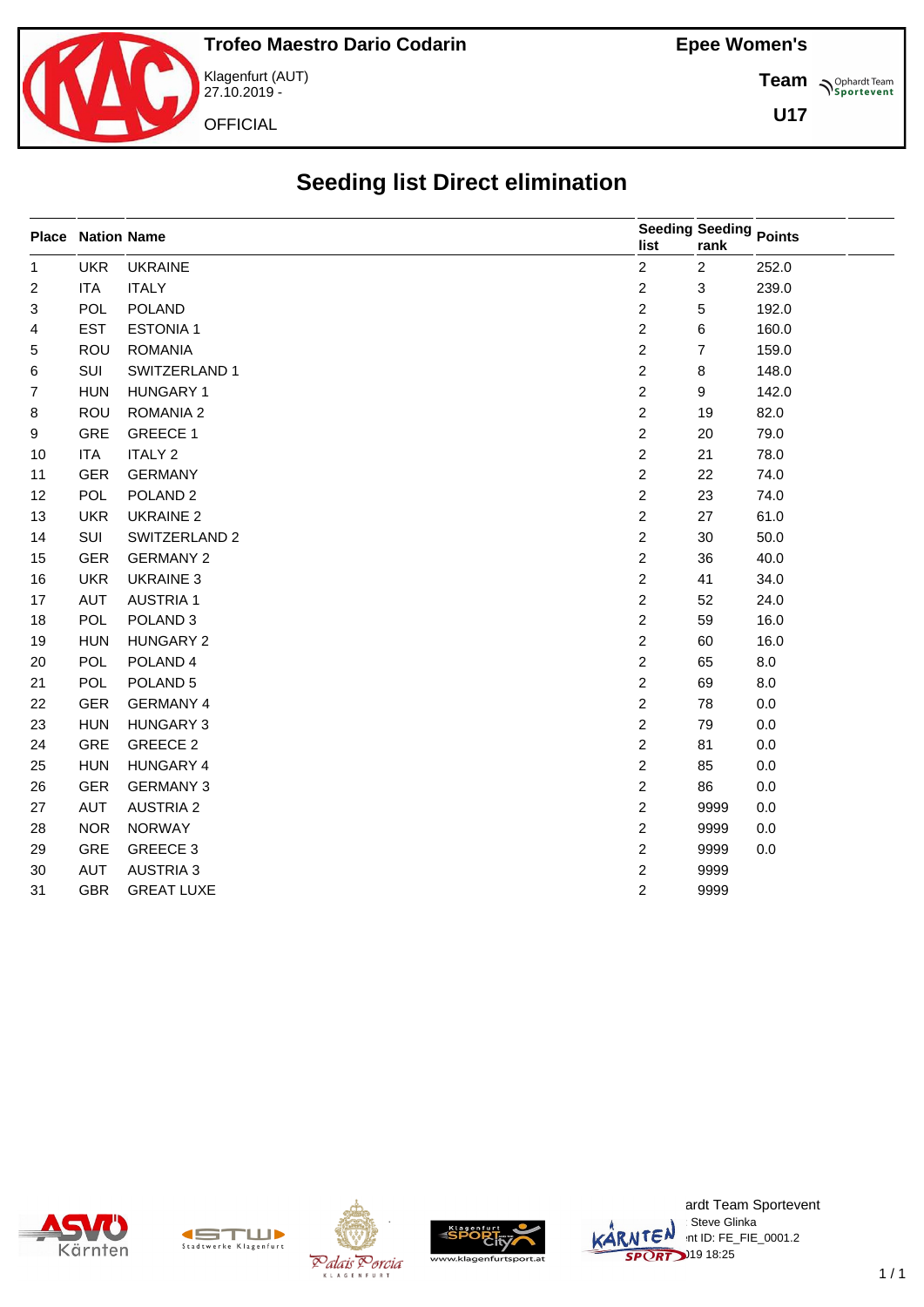Trofeo Maestro Dario Codarin

Klagenfurt (AUT)
27.10.2019 -

OFFICIAL

Epee Women's

Team

U17

# Seeding list Direct elimination

| Place | Nation | Name | Seeding list | Seeding rank | Points |
|---|---|---|---|---|---|
| 1 | UKR | UKRAINE | 2 | 2 | 252.0 |
| 2 | ITA | ITALY | 2 | 3 | 239.0 |
| 3 | POL | POLAND | 2 | 5 | 192.0 |
| 4 | EST | ESTONIA 1 | 2 | 6 | 160.0 |
| 5 | ROU | ROMANIA | 2 | 7 | 159.0 |
| 6 | SUI | SWITZERLAND 1 | 2 | 8 | 148.0 |
| 7 | HUN | HUNGARY 1 | 2 | 9 | 142.0 |
| 8 | ROU | ROMANIA 2 | 2 | 19 | 82.0 |
| 9 | GRE | GREECE 1 | 2 | 20 | 79.0 |
| 10 | ITA | ITALY 2 | 2 | 21 | 78.0 |
| 11 | GER | GERMANY | 2 | 22 | 74.0 |
| 12 | POL | POLAND 2 | 2 | 23 | 74.0 |
| 13 | UKR | UKRAINE 2 | 2 | 27 | 61.0 |
| 14 | SUI | SWITZERLAND 2 | 2 | 30 | 50.0 |
| 15 | GER | GERMANY 2 | 2 | 36 | 40.0 |
| 16 | UKR | UKRAINE 3 | 2 | 41 | 34.0 |
| 17 | AUT | AUSTRIA 1 | 2 | 52 | 24.0 |
| 18 | POL | POLAND 3 | 2 | 59 | 16.0 |
| 19 | HUN | HUNGARY 2 | 2 | 60 | 16.0 |
| 20 | POL | POLAND 4 | 2 | 65 | 8.0 |
| 21 | POL | POLAND 5 | 2 | 69 | 8.0 |
| 22 | GER | GERMANY 4 | 2 | 78 | 0.0 |
| 23 | HUN | HUNGARY 3 | 2 | 79 | 0.0 |
| 24 | GRE | GREECE 2 | 2 | 81 | 0.0 |
| 25 | HUN | HUNGARY 4 | 2 | 85 | 0.0 |
| 26 | GER | GERMANY 3 | 2 | 86 | 0.0 |
| 27 | AUT | AUSTRIA 2 | 2 | 9999 | 0.0 |
| 28 | NOR | NORWAY | 2 | 9999 | 0.0 |
| 29 | GRE | GREECE 3 | 2 | 9999 | 0.0 |
| 30 | AUT | AUSTRIA 3 | 2 | 9999 | |
| 31 | GBR | GREAT LUXE | 2 | 9999 | |

ardt Team Sportevent
Steve Glinka
nt ID: FE_FIE_0001.2
)19 18:25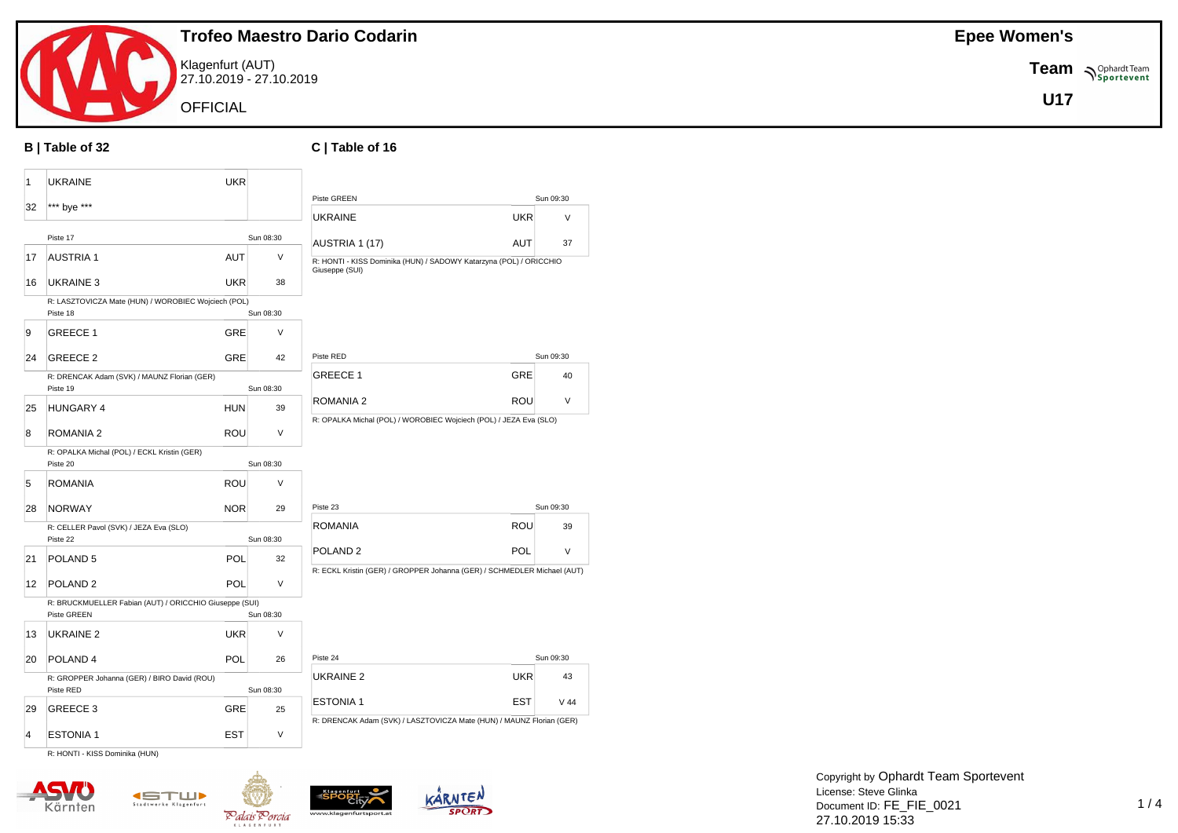# Trofeo Maestro Dario Codarin

Klagenfurt (AUT)
27.10.2019 - 27.10.2019

OFFICIAL

**Epee Women's**

**Team**

**U17**

## B | Table of 32

| Seed | Team | Nation | Score |
|---|---|---|---|
| 1 | UKRAINE | UKR | |
| 32 | *** bye *** | | |

Piste 17 — Sun 08:30

| Seed | Team | Nation | Score |
|---|---|---|---|
| 17 | AUSTRIA 1 | AUT | V |
| 16 | UKRAINE 3 | UKR | 38 |

R: LASZTOVICZA Mate (HUN) / WOROBIEC Wojciech (POL)

Piste 18 — Sun 08:30

| Seed | Team | Nation | Score |
|---|---|---|---|
| 9 | GREECE 1 | GRE | V |
| 24 | GREECE 2 | GRE | 42 |

R: DRENCAK Adam (SVK) / MAUNZ Florian (GER)

Piste 19 — Sun 08:30

| Seed | Team | Nation | Score |
|---|---|---|---|
| 25 | HUNGARY 4 | HUN | 39 |
| 8 | ROMANIA 2 | ROU | V |

R: OPALKA Michal (POL) / ECKL Kristin (GER)

Piste 20 — Sun 08:30

| Seed | Team | Nation | Score |
|---|---|---|---|
| 5 | ROMANIA | ROU | V |
| 28 | NORWAY | NOR | 29 |

R: CELLER Pavol (SVK) / JEZA Eva (SLO)

Piste 22 — Sun 08:30

| Seed | Team | Nation | Score |
|---|---|---|---|
| 21 | POLAND 5 | POL | 32 |
| 12 | POLAND 2 | POL | V |

R: BRUCKMUELLER Fabian (AUT) / ORICCHIO Giuseppe (SUI)

Piste GREEN — Sun 08:30

| Seed | Team | Nation | Score |
|---|---|---|---|
| 13 | UKRAINE 2 | UKR | V |
| 20 | POLAND 4 | POL | 26 |

R: GROPPER Johanna (GER) / BIRO David (ROU)

Piste RED — Sun 08:30

| Seed | Team | Nation | Score |
|---|---|---|---|
| 29 | GREECE 3 | GRE | 25 |
| 4 | ESTONIA 1 | EST | V |

R: HONTI - KISS Dominika (HUN)

## C | Table of 16

Piste GREEN — Sun 09:30

| Team | Nation | Score |
|---|---|---|
| UKRAINE | UKR | V |
| AUSTRIA 1 (17) | AUT | 37 |

R: HONTI - KISS Dominika (HUN) / SADOWY Katarzyna (POL) / ORICCHIO Giuseppe (SUI)

Piste RED — Sun 09:30

| Team | Nation | Score |
|---|---|---|
| GREECE 1 | GRE | 40 |
| ROMANIA 2 | ROU | V |

R: OPALKA Michal (POL) / WOROBIEC Wojciech (POL) / JEZA Eva (SLO)

Piste 23 — Sun 09:30

| Team | Nation | Score |
|---|---|---|
| ROMANIA | ROU | 39 |
| POLAND 2 | POL | V |

R: ECKL Kristin (GER) / GROPPER Johanna (GER) / SCHMEDLER Michael (AUT)

Piste 24 — Sun 09:30

| Team | Nation | Score |
|---|---|---|
| UKRAINE 2 | UKR | 43 |
| ESTONIA 1 | EST | V 44 |

R: DRENCAK Adam (SVK) / LASZTOVICZA Mate (HUN) / MAUNZ Florian (GER)

Copyright by Ophardt Team Sportevent
License: Steve Glinka
Document ID: FE_FIE_0021
27.10.2019 15:33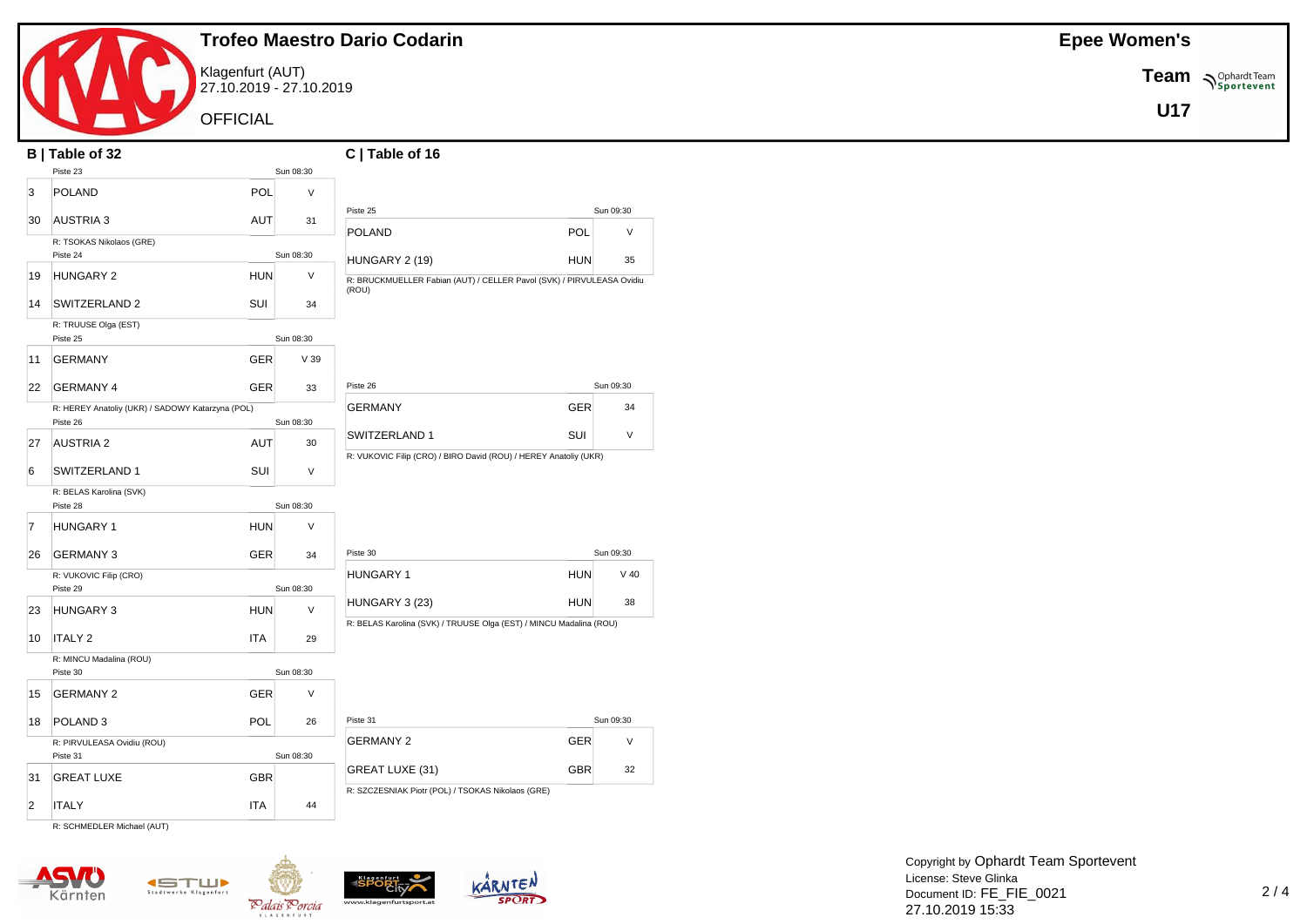# Trofeo Maestro Dario Codarin

Klagenfurt (AUT)
27.10.2019 - 27.10.2019

OFFICIAL

**Epee Women's**

**Team**

**U17**

## B | Table of 32

| Seed | Team | Nation | Score |
|---|---|---|---|
| | Piste 23 | | Sun 08:30 |
| 3 | POLAND | POL | V |
| 30 | AUSTRIA 3 | AUT | 31 |
| | R: TSOKAS Nikolaos (GRE) | | |
| | Piste 24 | | Sun 08:30 |
| 19 | HUNGARY 2 | HUN | V |
| 14 | SWITZERLAND 2 | SUI | 34 |
| | R: TRUUSE Olga (EST) | | |
| | Piste 25 | | Sun 08:30 |
| 11 | GERMANY | GER | V 39 |
| 22 | GERMANY 4 | GER | 33 |
| | R: HEREY Anatoliy (UKR) / SADOWY Katarzyna (POL) | | |
| | Piste 26 | | Sun 08:30 |
| 27 | AUSTRIA 2 | AUT | 30 |
| 6 | SWITZERLAND 1 | SUI | V |
| | R: BELAS Karolina (SVK) | | |
| | Piste 28 | | Sun 08:30 |
| 7 | HUNGARY 1 | HUN | V |
| 26 | GERMANY 3 | GER | 34 |
| | R: VUKOVIC Filip (CRO) | | |
| | Piste 29 | | Sun 08:30 |
| 23 | HUNGARY 3 | HUN | V |
| 10 | ITALY 2 | ITA | 29 |
| | R: MINCU Madalina (ROU) | | |
| | Piste 30 | | Sun 08:30 |
| 15 | GERMANY 2 | GER | V |
| 18 | POLAND 3 | POL | 26 |
| | R: PIRVULEASA Ovidiu (ROU) | | |
| | Piste 31 | | Sun 08:30 |
| 31 | GREAT LUXE | GBR | |
| 2 | ITALY | ITA | 44 |
| | R: SCHMEDLER Michael (AUT) | | |

## C | Table of 16

| Team | Nation | Score |
|---|---|---|
| Piste 25 | | Sun 09:30 |
| POLAND | POL | V |
| HUNGARY 2 (19) | HUN | 35 |
| R: BRUCKMUELLER Fabian (AUT) / CELLER Pavol (SVK) / PIRVULEASA Ovidiu (ROU) | | |
| Piste 26 | | Sun 09:30 |
| GERMANY | GER | 34 |
| SWITZERLAND 1 | SUI | V |
| R: VUKOVIC Filip (CRO) / BIRO David (ROU) / HEREY Anatoliy (UKR) | | |
| Piste 30 | | Sun 09:30 |
| HUNGARY 1 | HUN | V 40 |
| HUNGARY 3 (23) | HUN | 38 |
| R: BELAS Karolina (SVK) / TRUUSE Olga (EST) / MINCU Madalina (ROU) | | |
| Piste 31 | | Sun 09:30 |
| GERMANY 2 | GER | V |
| GREAT LUXE (31) | GBR | 32 |
| R: SZCZESNIAK Piotr (POL) / TSOKAS Nikolaos (GRE) | | |

Copyright by Ophardt Team Sportevent
License: Steve Glinka
Document ID: FE_FIE_0021
27.10.2019 15:33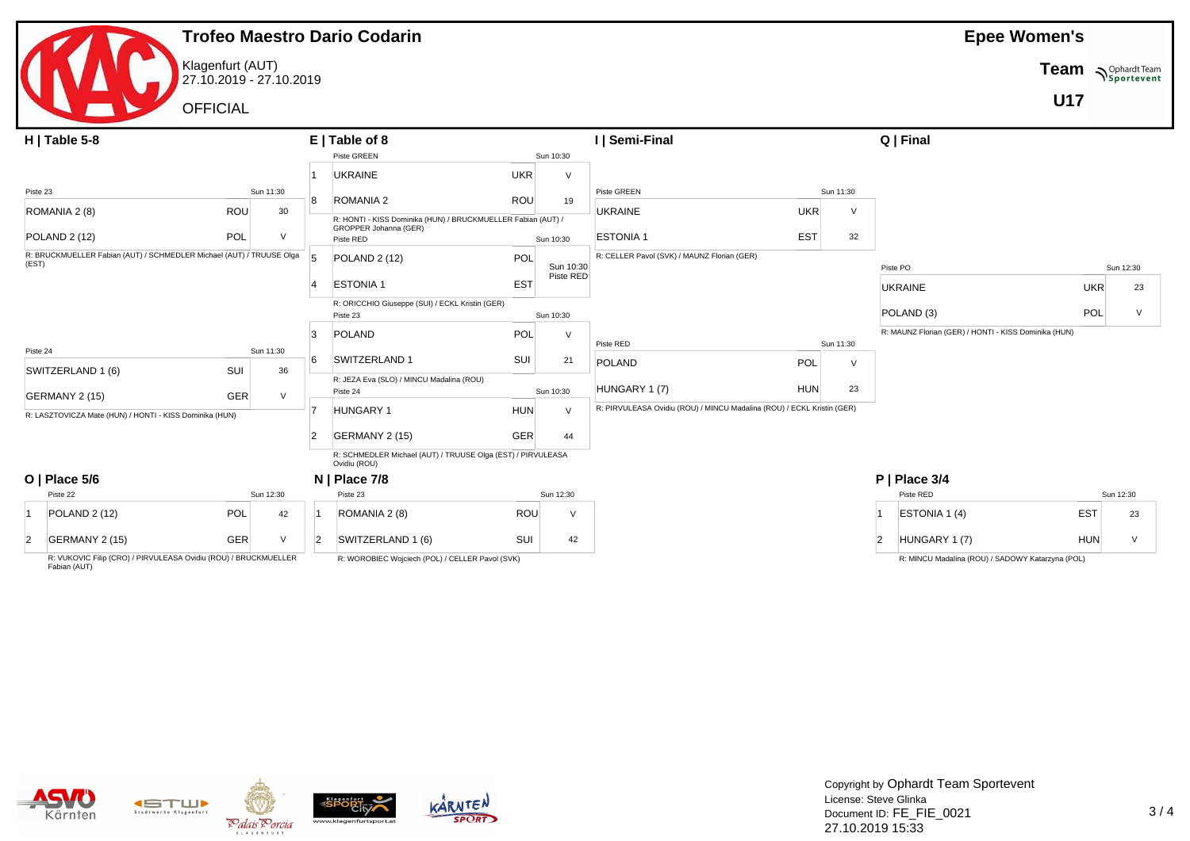# Trofeo Maestro Dario Codarin

Klagenfurt (AUT)
27.10.2019 - 27.10.2019

OFFICIAL

**Epee Women's**

**Team**

**U17**

## H | Table 5-8

Piste 23 — Sun 11:30

| Team | Nation | Score |
|---|---|---|
| ROMANIA 2 (8) | ROU | 30 |
| POLAND 2 (12) | POL | V |

R: BRUCKMUELLER Fabian (AUT) / SCHMEDLER Michael (AUT) / TRUUSE Olga (EST)

Piste 24 — Sun 11:30

| Team | Nation | Score |
|---|---|---|
| SWITZERLAND 1 (6) | SUI | 36 |
| GERMANY 2 (15) | GER | V |

R: LASZTOVICZA Mate (HUN) / HONTI - KISS Dominika (HUN)

## E | Table of 8

Piste GREEN — Sun 10:30

| Seed | Team | Nation | Score |
|---|---|---|---|
| 1 | UKRAINE | UKR | V |
| 8 | ROMANIA 2 | ROU | 19 |

R: HONTI - KISS Dominika (HUN) / BRUCKMUELLER Fabian (AUT) / GROPPER Johanna (GER)

Piste RED — Sun 10:30

| Seed | Team | Nation | Score |
|---|---|---|---|
| 5 | POLAND 2 (12) | POL | Sun 10:30 Piste RED |
| 4 | ESTONIA 1 | EST | |

R: ORICCHIO Giuseppe (SUI) / ECKL Kristin (GER)

Piste 23 — Sun 10:30

| Seed | Team | Nation | Score |
|---|---|---|---|
| 3 | POLAND | POL | V |
| 6 | SWITZERLAND 1 | SUI | 21 |

R: JEZA Eva (SLO) / MINCU Madalina (ROU)

Piste 24 — Sun 10:30

| Seed | Team | Nation | Score |
|---|---|---|---|
| 7 | HUNGARY 1 | HUN | V |
| 2 | GERMANY 2 (15) | GER | 44 |

R: SCHMEDLER Michael (AUT) / TRUUSE Olga (EST) / PIRVULEASA Ovidiu (ROU)

## I | Semi-Final

Piste GREEN — Sun 11:30

| Team | Nation | Score |
|---|---|---|
| UKRAINE | UKR | V |
| ESTONIA 1 | EST | 32 |

R: CELLER Pavol (SVK) / MAUNZ Florian (GER)

Piste RED — Sun 11:30

| Team | Nation | Score |
|---|---|---|
| POLAND | POL | V |
| HUNGARY 1 (7) | HUN | 23 |

R: PIRVULEASA Ovidiu (ROU) / MINCU Madalina (ROU) / ECKL Kristin (GER)

## Q | Final

Piste PO — Sun 12:30

| Team | Nation | Score |
|---|---|---|
| UKRAINE | UKR | 23 |
| POLAND (3) | POL | V |

R: MAUNZ Florian (GER) / HONTI - KISS Dominika (HUN)

## O | Place 5/6

Piste 22 — Sun 12:30

| | Team | Nation | Score |
|---|---|---|---|
| 1 | POLAND 2 (12) | POL | 42 |
| 2 | GERMANY 2 (15) | GER | V |

R: VUKOVIC Filip (CRO) / PIRVULEASA Ovidiu (ROU) / BRUCKMUELLER Fabian (AUT)

## N | Place 7/8

Piste 23 — Sun 12:30

| | Team | Nation | Score |
|---|---|---|---|
| 1 | ROMANIA 2 (8) | ROU | V |
| 2 | SWITZERLAND 1 (6) | SUI | 42 |

R: WOROBIEC Wojciech (POL) / CELLER Pavol (SVK)

## P | Place 3/4

Piste RED — Sun 12:30

| | Team | Nation | Score |
|---|---|---|---|
| 1 | ESTONIA 1 (4) | EST | 23 |
| 2 | HUNGARY 1 (7) | HUN | V |

R: MINCU Madalina (ROU) / SADOWY Katarzyna (POL)

Copyright by Ophardt Team Sportevent
License: Steve Glinka
Document ID: FE_FIE_0021
27.10.2019 15:33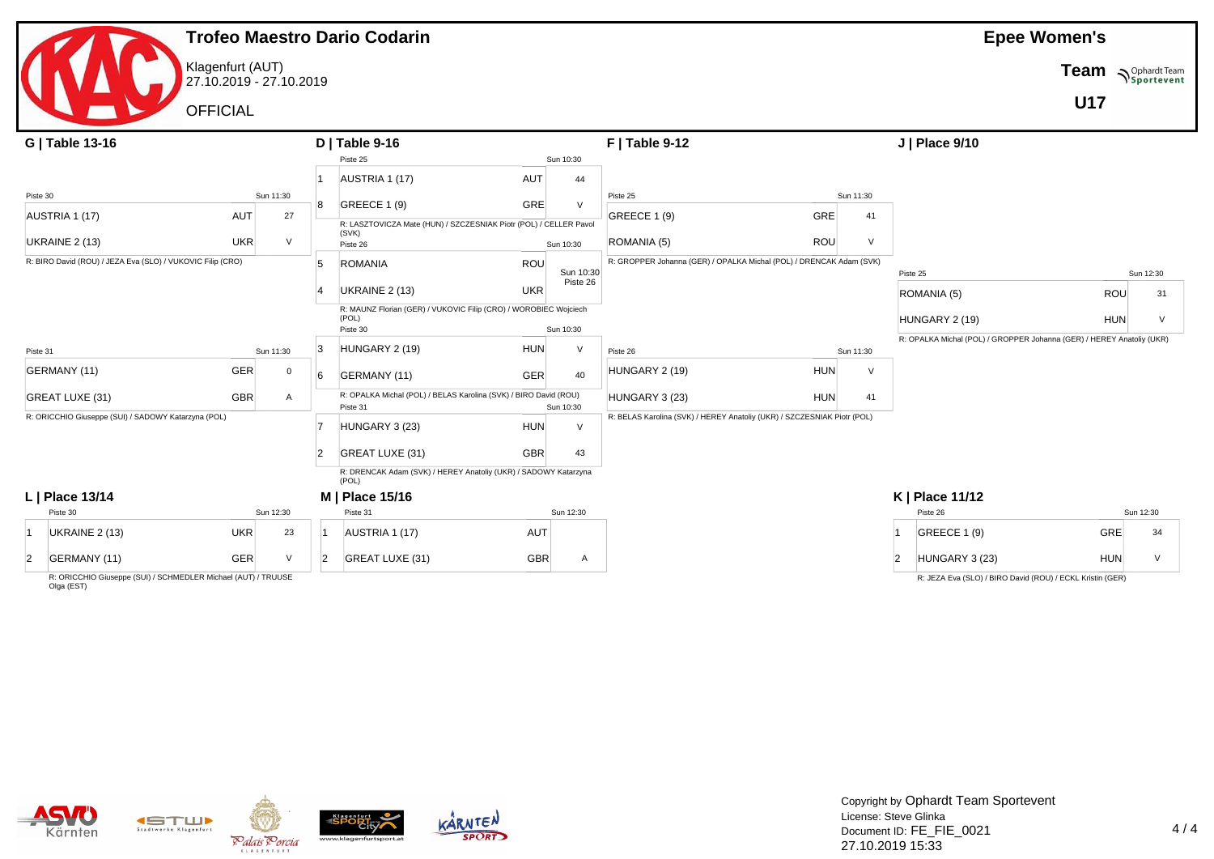# Trofeo Maestro Dario Codarin

Klagenfurt (AUT)
27.10.2019 - 27.10.2019

OFFICIAL

**Epee Women's**

**Team**

**U17**

## G | Table 13-16

Piste 30 — Sun 11:30

| Team | Nation | Score |
| --- | --- | --- |
| AUSTRIA 1 (17) | AUT | 27 |
| UKRAINE 2 (13) | UKR | V |

R: BIRO David (ROU) / JEZA Eva (SLO) / VUKOVIC Filip (CRO)

Piste 31 — Sun 11:30

| Team | Nation | Score |
| --- | --- | --- |
| GERMANY (11) | GER | 0 |
| GREAT LUXE (31) | GBR | A |

R: ORICCHIO Giuseppe (SUI) / SADOWY Katarzyna (POL)

## D | Table 9-16

Piste 25 — Sun 10:30

| Seed | Team | Nation | Score |
| --- | --- | --- | --- |
| 1 | AUSTRIA 1 (17) | AUT | 44 |
| 8 | GREECE 1 (9) | GRE | V |

R: LASZTOVICZA Mate (HUN) / SZCZESNIAK Piotr (POL) / CELLER Pavol (SVK)

Piste 26 — Sun 10:30

| Seed | Team | Nation | Score |
| --- | --- | --- | --- |
| 5 | ROMANIA | ROU | Sun 10:30 Piste 26 |
| 4 | UKRAINE 2 (13) | UKR | |

R: MAUNZ Florian (GER) / VUKOVIC Filip (CRO) / WOROBIEC Wojciech (POL)

Piste 30 — Sun 10:30

| Seed | Team | Nation | Score |
| --- | --- | --- | --- |
| 3 | HUNGARY 2 (19) | HUN | V |
| 6 | GERMANY (11) | GER | 40 |

R: OPALKA Michal (POL) / BELAS Karolina (SVK) / BIRO David (ROU)

Piste 31 — Sun 10:30

| Seed | Team | Nation | Score |
| --- | --- | --- | --- |
| 7 | HUNGARY 3 (23) | HUN | V |
| 2 | GREAT LUXE (31) | GBR | 43 |

R: DRENCAK Adam (SVK) / HEREY Anatoliy (UKR) / SADOWY Katarzyna (POL)

## F | Table 9-12

Piste 25 — Sun 11:30

| Team | Nation | Score |
| --- | --- | --- |
| GREECE 1 (9) | GRE | 41 |
| ROMANIA (5) | ROU | V |

R: GROPPER Johanna (GER) / OPALKA Michal (POL) / DRENCAK Adam (SVK)

Piste 26 — Sun 11:30

| Team | Nation | Score |
| --- | --- | --- |
| HUNGARY 2 (19) | HUN | V |
| HUNGARY 3 (23) | HUN | 41 |

R: BELAS Karolina (SVK) / HEREY Anatoliy (UKR) / SZCZESNIAK Piotr (POL)

## J | Place 9/10

Piste 25 — Sun 12:30

| Team | Nation | Score |
| --- | --- | --- |
| ROMANIA (5) | ROU | 31 |
| HUNGARY 2 (19) | HUN | V |

R: OPALKA Michal (POL) / GROPPER Johanna (GER) / HEREY Anatoliy (UKR)

## L | Place 13/14

Piste 30 — Sun 12:30

| Seed | Team | Nation | Score |
| --- | --- | --- | --- |
| 1 | UKRAINE 2 (13) | UKR | 23 |
| 2 | GERMANY (11) | GER | V |

R: ORICCHIO Giuseppe (SUI) / SCHMEDLER Michael (AUT) / TRUUSE Olga (EST)

## M | Place 15/16

Piste 31 — Sun 12:30

| Seed | Team | Nation | Score |
| --- | --- | --- | --- |
| 1 | AUSTRIA 1 (17) | AUT | |
| 2 | GREAT LUXE (31) | GBR | A |

## K | Place 11/12

Piste 26 — Sun 12:30

| Seed | Team | Nation | Score |
| --- | --- | --- | --- |
| 1 | GREECE 1 (9) | GRE | 34 |
| 2 | HUNGARY 3 (23) | HUN | V |

R: JEZA Eva (SLO) / BIRO David (ROU) / ECKL Kristin (GER)

Copyright by Ophardt Team Sportevent
License: Steve Glinka
Document ID: FE_FIE_0021
27.10.2019 15:33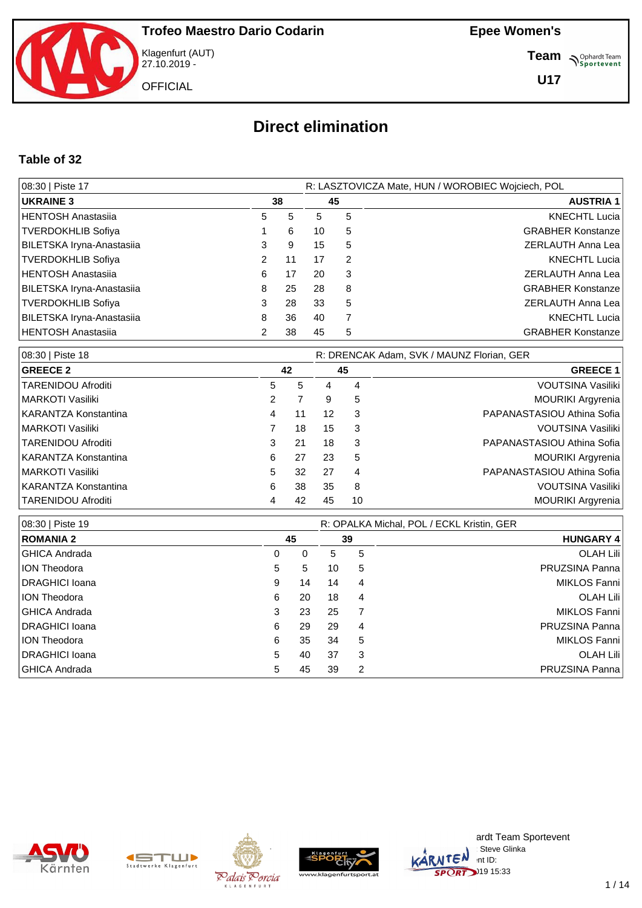# Direct elimination

## Table of 32

| 08:30 \| Piste 17 | | | | | R: LASZTOVICZA Mate, HUN / WOROBIEC Wojciech, POL |
|---|---|---|---|---|---|
| **UKRAINE 3** | **38** | | **45** | | **AUSTRIA 1** |
| HENTOSH Anastasiia | 5 | 5 | 5 | 5 | KNECHTL Lucia |
| TVERDOKHLIB Sofiya | 1 | 6 | 10 | 5 | GRABHER Konstanze |
| BILETSKA Iryna-Anastasiia | 3 | 9 | 15 | 5 | ZERLAUTH Anna Lea |
| TVERDOKHLIB Sofiya | 2 | 11 | 17 | 2 | KNECHTL Lucia |
| HENTOSH Anastasiia | 6 | 17 | 20 | 3 | ZERLAUTH Anna Lea |
| BILETSKA Iryna-Anastasiia | 8 | 25 | 28 | 8 | GRABHER Konstanze |
| TVERDOKHLIB Sofiya | 3 | 28 | 33 | 5 | ZERLAUTH Anna Lea |
| BILETSKA Iryna-Anastasiia | 8 | 36 | 40 | 7 | KNECHTL Lucia |
| HENTOSH Anastasiia | 2 | 38 | 45 | 5 | GRABHER Konstanze |

| 08:30 \| Piste 18 | | | | | R: DRENCAK Adam, SVK / MAUNZ Florian, GER |
|---|---|---|---|---|---|
| **GREECE 2** | **42** | | **45** | | **GREECE 1** |
| TARENIDOU Afroditi | 5 | 5 | 4 | 4 | VOUTSINA Vasiliki |
| MARKOTI Vasiliki | 2 | 7 | 9 | 5 | MOURIKI Argyrenia |
| KARANTZA Konstantina | 4 | 11 | 12 | 3 | PAPANASTASIOU Athina Sofia |
| MARKOTI Vasiliki | 7 | 18 | 15 | 3 | VOUTSINA Vasiliki |
| TARENIDOU Afroditi | 3 | 21 | 18 | 3 | PAPANASTASIOU Athina Sofia |
| KARANTZA Konstantina | 6 | 27 | 23 | 5 | MOURIKI Argyrenia |
| MARKOTI Vasiliki | 5 | 32 | 27 | 4 | PAPANASTASIOU Athina Sofia |
| KARANTZA Konstantina | 6 | 38 | 35 | 8 | VOUTSINA Vasiliki |
| TARENIDOU Afroditi | 4 | 42 | 45 | 10 | MOURIKI Argyrenia |

| 08:30 \| Piste 19 | | | | | R: OPALKA Michal, POL / ECKL Kristin, GER |
|---|---|---|---|---|---|
| **ROMANIA 2** | **45** | | **39** | | **HUNGARY 4** |
| GHICA Andrada | 0 | 0 | 5 | 5 | OLAH Lili |
| ION Theodora | 5 | 5 | 10 | 5 | PRUZSINA Panna |
| DRAGHICI Ioana | 9 | 14 | 14 | 4 | MIKLOS Fanni |
| ION Theodora | 6 | 20 | 18 | 4 | OLAH Lili |
| GHICA Andrada | 3 | 23 | 25 | 7 | MIKLOS Fanni |
| DRAGHICI Ioana | 6 | 29 | 29 | 4 | PRUZSINA Panna |
| ION Theodora | 6 | 35 | 34 | 5 | MIKLOS Fanni |
| DRAGHICI Ioana | 5 | 40 | 37 | 3 | OLAH Lili |
| GHICA Andrada | 5 | 45 | 39 | 2 | PRUZSINA Panna |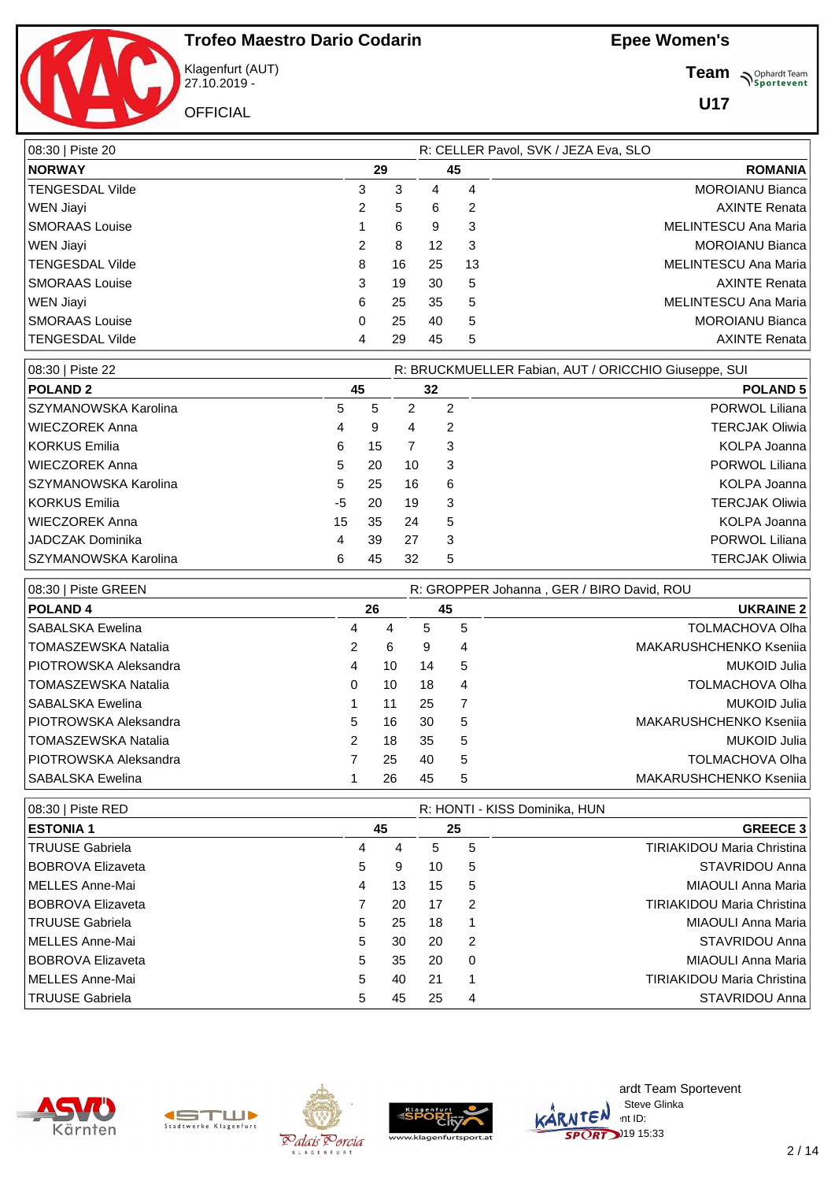# Trofeo Maestro Dario Codarin

Klagenfurt (AUT)
27.10.2019 -

OFFICIAL

**Epee Women's**

**Team**

**U17**

| 08:30 \| Piste 20 | | | | | R: CELLER Pavol, SVK / JEZA Eva, SLO |
|---|---|---|---|---|---|
| **NORWAY** | | **29** | **45** | | **ROMANIA** |
| TENGESDAL Vilde | 3 | 3 | 4 | 4 | MOROIANU Bianca |
| WEN Jiayi | 2 | 5 | 6 | 2 | AXINTE Renata |
| SMORAAS Louise | 1 | 6 | 9 | 3 | MELINTESCU Ana Maria |
| WEN Jiayi | 2 | 8 | 12 | 3 | MOROIANU Bianca |
| TENGESDAL Vilde | 8 | 16 | 25 | 13 | MELINTESCU Ana Maria |
| SMORAAS Louise | 3 | 19 | 30 | 5 | AXINTE Renata |
| WEN Jiayi | 6 | 25 | 35 | 5 | MELINTESCU Ana Maria |
| SMORAAS Louise | 0 | 25 | 40 | 5 | MOROIANU Bianca |
| TENGESDAL Vilde | 4 | 29 | 45 | 5 | AXINTE Renata |

| 08:30 \| Piste 22 | | | | | R: BRUCKMUELLER Fabian, AUT / ORICCHIO Giuseppe, SUI |
|---|---|---|---|---|---|
| **POLAND 2** | | **45** | **32** | | **POLAND 5** |
| SZYMANOWSKA Karolina | 5 | 5 | 2 | 2 | PORWOL Liliana |
| WIECZOREK Anna | 4 | 9 | 4 | 2 | TERCJAK Oliwia |
| KORKUS Emilia | 6 | 15 | 7 | 3 | KOLPA Joanna |
| WIECZOREK Anna | 5 | 20 | 10 | 3 | PORWOL Liliana |
| SZYMANOWSKA Karolina | 5 | 25 | 16 | 6 | KOLPA Joanna |
| KORKUS Emilia | -5 | 20 | 19 | 3 | TERCJAK Oliwia |
| WIECZOREK Anna | 15 | 35 | 24 | 5 | KOLPA Joanna |
| JADCZAK Dominika | 4 | 39 | 27 | 3 | PORWOL Liliana |
| SZYMANOWSKA Karolina | 6 | 45 | 32 | 5 | TERCJAK Oliwia |

| 08:30 \| Piste GREEN | | | | | R: GROPPER Johanna , GER / BIRO David, ROU |
|---|---|---|---|---|---|
| **POLAND 4** | | **26** | **45** | | **UKRAINE 2** |
| SABALSKA Ewelina | 4 | 4 | 5 | 5 | TOLMACHOVA Olha |
| TOMASZEWSKA Natalia | 2 | 6 | 9 | 4 | MAKARUSHCHENKO Kseniia |
| PIOTROWSKA Aleksandra | 4 | 10 | 14 | 5 | MUKOID Julia |
| TOMASZEWSKA Natalia | 0 | 10 | 18 | 4 | TOLMACHOVA Olha |
| SABALSKA Ewelina | 1 | 11 | 25 | 7 | MUKOID Julia |
| PIOTROWSKA Aleksandra | 5 | 16 | 30 | 5 | MAKARUSHCHENKO Kseniia |
| TOMASZEWSKA Natalia | 2 | 18 | 35 | 5 | MUKOID Julia |
| PIOTROWSKA Aleksandra | 7 | 25 | 40 | 5 | TOLMACHOVA Olha |
| SABALSKA Ewelina | 1 | 26 | 45 | 5 | MAKARUSHCHENKO Kseniia |

| 08:30 \| Piste RED | | | | | R: HONTI - KISS Dominika, HUN |
|---|---|---|---|---|---|
| **ESTONIA 1** | | **45** | **25** | | **GREECE 3** |
| TRUUSE Gabriela | 4 | 4 | 5 | 5 | TIRIAKIDOU Maria Christina |
| BOBROVA Elizaveta | 5 | 9 | 10 | 5 | STAVRIDOU Anna |
| MELLES Anne-Mai | 4 | 13 | 15 | 5 | MIAOULI Anna Maria |
| BOBROVA Elizaveta | 7 | 20 | 17 | 2 | TIRIAKIDOU Maria Christina |
| TRUUSE Gabriela | 5 | 25 | 18 | 1 | MIAOULI Anna Maria |
| MELLES Anne-Mai | 5 | 30 | 20 | 2 | STAVRIDOU Anna |
| BOBROVA Elizaveta | 5 | 35 | 20 | 0 | MIAOULI Anna Maria |
| MELLES Anne-Mai | 5 | 40 | 21 | 1 | TIRIAKIDOU Maria Christina |
| TRUUSE Gabriela | 5 | 45 | 25 | 4 | STAVRIDOU Anna |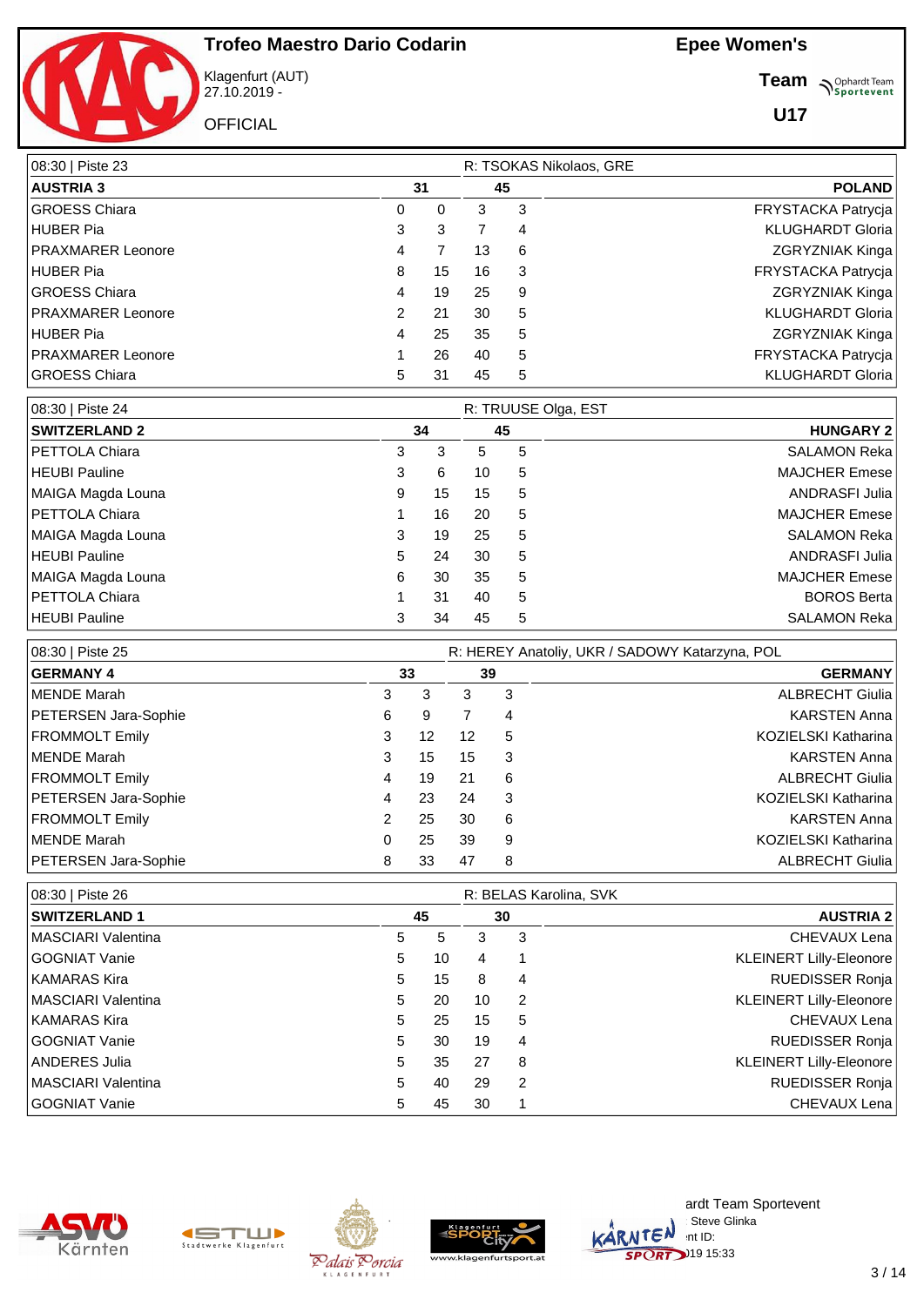# Trofeo Maestro Dario Codarin

Klagenfurt (AUT)
27.10.2019 -

OFFICIAL

**Epee Women's**

**Team**

**U17**

| 08:30 \| Piste 23 | | | | | R: TSOKAS Nikolaos, GRE |
|---|---|---|---|---|---|
| **AUSTRIA 3** | | **31** | **45** | | **POLAND** |
| GROESS Chiara | 0 | 0 | 3 | 3 | FRYSTACKA Patrycja |
| HUBER Pia | 3 | 3 | 7 | 4 | KLUGHARDT Gloria |
| PRAXMARER Leonore | 4 | 7 | 13 | 6 | ZGRYZNIAK Kinga |
| HUBER Pia | 8 | 15 | 16 | 3 | FRYSTACKA Patrycja |
| GROESS Chiara | 4 | 19 | 25 | 9 | ZGRYZNIAK Kinga |
| PRAXMARER Leonore | 2 | 21 | 30 | 5 | KLUGHARDT Gloria |
| HUBER Pia | 4 | 25 | 35 | 5 | ZGRYZNIAK Kinga |
| PRAXMARER Leonore | 1 | 26 | 40 | 5 | FRYSTACKA Patrycja |
| GROESS Chiara | 5 | 31 | 45 | 5 | KLUGHARDT Gloria |

| 08:30 \| Piste 24 | | | | | R: TRUUSE Olga, EST |
|---|---|---|---|---|---|
| **SWITZERLAND 2** | | **34** | **45** | | **HUNGARY 2** |
| PETTOLA Chiara | 3 | 3 | 5 | 5 | SALAMON Reka |
| HEUBI Pauline | 3 | 6 | 10 | 5 | MAJCHER Emese |
| MAIGA Magda Louna | 9 | 15 | 15 | 5 | ANDRASFI Julia |
| PETTOLA Chiara | 1 | 16 | 20 | 5 | MAJCHER Emese |
| MAIGA Magda Louna | 3 | 19 | 25 | 5 | SALAMON Reka |
| HEUBI Pauline | 5 | 24 | 30 | 5 | ANDRASFI Julia |
| MAIGA Magda Louna | 6 | 30 | 35 | 5 | MAJCHER Emese |
| PETTOLA Chiara | 1 | 31 | 40 | 5 | BOROS Berta |
| HEUBI Pauline | 3 | 34 | 45 | 5 | SALAMON Reka |

| 08:30 \| Piste 25 | | | | | R: HEREY Anatoliy, UKR / SADOWY Katarzyna, POL |
|---|---|---|---|---|---|
| **GERMANY 4** | | **33** | **39** | | **GERMANY** |
| MENDE Marah | 3 | 3 | 3 | 3 | ALBRECHT Giulia |
| PETERSEN Jara-Sophie | 6 | 9 | 7 | 4 | KARSTEN Anna |
| FROMMOLT Emily | 3 | 12 | 12 | 5 | KOZIELSKI Katharina |
| MENDE Marah | 3 | 15 | 15 | 3 | KARSTEN Anna |
| FROMMOLT Emily | 4 | 19 | 21 | 6 | ALBRECHT Giulia |
| PETERSEN Jara-Sophie | 4 | 23 | 24 | 3 | KOZIELSKI Katharina |
| FROMMOLT Emily | 2 | 25 | 30 | 6 | KARSTEN Anna |
| MENDE Marah | 0 | 25 | 39 | 9 | KOZIELSKI Katharina |
| PETERSEN Jara-Sophie | 8 | 33 | 47 | 8 | ALBRECHT Giulia |

| 08:30 \| Piste 26 | | | | | R: BELAS Karolina, SVK |
|---|---|---|---|---|---|
| **SWITZERLAND 1** | | **45** | **30** | | **AUSTRIA 2** |
| MASCIARI Valentina | 5 | 5 | 3 | 3 | CHEVAUX Lena |
| GOGNIAT Vanie | 5 | 10 | 4 | 1 | KLEINERT Lilly-Eleonore |
| KAMARAS Kira | 5 | 15 | 8 | 4 | RUEDISSER Ronja |
| MASCIARI Valentina | 5 | 20 | 10 | 2 | KLEINERT Lilly-Eleonore |
| KAMARAS Kira | 5 | 25 | 15 | 5 | CHEVAUX Lena |
| GOGNIAT Vanie | 5 | 30 | 19 | 4 | RUEDISSER Ronja |
| ANDERES Julia | 5 | 35 | 27 | 8 | KLEINERT Lilly-Eleonore |
| MASCIARI Valentina | 5 | 40 | 29 | 2 | RUEDISSER Ronja |
| GOGNIAT Vanie | 5 | 45 | 30 | 1 | CHEVAUX Lena |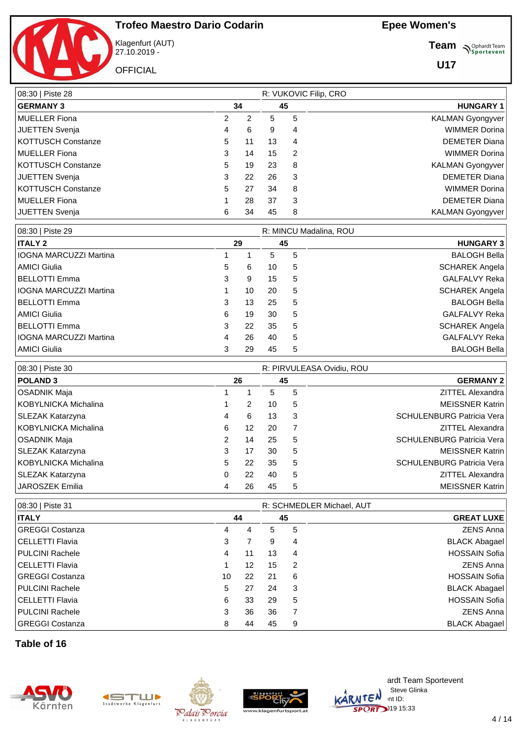# Trofeo Maestro Dario Codarin

Klagenfurt (AUT)
27.10.2019 -

OFFICIAL

**Epee Women's**

**Team**

**U17**

| 08:30 \| Piste 28 | | | | | R: VUKOVIC Filip, CRO |
|---|---|---|---|---|---|
| **GERMANY 3** | | **34** | **45** | | **HUNGARY 1** |
| MUELLER Fiona | 2 | 2 | 5 | 5 | KALMAN Gyongyver |
| JUETTEN Svenja | 4 | 6 | 9 | 4 | WIMMER Dorina |
| KOTTUSCH Constanze | 5 | 11 | 13 | 4 | DEMETER Diana |
| MUELLER Fiona | 3 | 14 | 15 | 2 | WIMMER Dorina |
| KOTTUSCH Constanze | 5 | 19 | 23 | 8 | KALMAN Gyongyver |
| JUETTEN Svenja | 3 | 22 | 26 | 3 | DEMETER Diana |
| KOTTUSCH Constanze | 5 | 27 | 34 | 8 | WIMMER Dorina |
| MUELLER Fiona | 1 | 28 | 37 | 3 | DEMETER Diana |
| JUETTEN Svenja | 6 | 34 | 45 | 8 | KALMAN Gyongyver |

| 08:30 \| Piste 29 | | | | | R: MINCU Madalina, ROU |
|---|---|---|---|---|---|
| **ITALY 2** | | **29** | **45** | | **HUNGARY 3** |
| IOGNA MARCUZZI Martina | 1 | 1 | 5 | 5 | BALOGH Bella |
| AMICI Giulia | 5 | 6 | 10 | 5 | SCHAREK Angela |
| BELLOTTI Emma | 3 | 9 | 15 | 5 | GALFALVY Reka |
| IOGNA MARCUZZI Martina | 1 | 10 | 20 | 5 | SCHAREK Angela |
| BELLOTTI Emma | 3 | 13 | 25 | 5 | BALOGH Bella |
| AMICI Giulia | 6 | 19 | 30 | 5 | GALFALVY Reka |
| BELLOTTI Emma | 3 | 22 | 35 | 5 | SCHAREK Angela |
| IOGNA MARCUZZI Martina | 4 | 26 | 40 | 5 | GALFALVY Reka |
| AMICI Giulia | 3 | 29 | 45 | 5 | BALOGH Bella |

| 08:30 \| Piste 30 | | | | | R: PIRVULEASA Ovidiu, ROU |
|---|---|---|---|---|---|
| **POLAND 3** | | **26** | **45** | | **GERMANY 2** |
| OSADNIK Maja | 1 | 1 | 5 | 5 | ZITTEL Alexandra |
| KOBYLNICKA Michalina | 1 | 2 | 10 | 5 | MEISSNER Katrin |
| SLEZAK Katarzyna | 4 | 6 | 13 | 3 | SCHULENBURG Patricia Vera |
| KOBYLNICKA Michalina | 6 | 12 | 20 | 7 | ZITTEL Alexandra |
| OSADNIK Maja | 2 | 14 | 25 | 5 | SCHULENBURG Patricia Vera |
| SLEZAK Katarzyna | 3 | 17 | 30 | 5 | MEISSNER Katrin |
| KOBYLNICKA Michalina | 5 | 22 | 35 | 5 | SCHULENBURG Patricia Vera |
| SLEZAK Katarzyna | 0 | 22 | 40 | 5 | ZITTEL Alexandra |
| JAROSZEK Emilia | 4 | 26 | 45 | 5 | MEISSNER Katrin |

| 08:30 \| Piste 31 | | | | | R: SCHMEDLER Michael, AUT |
|---|---|---|---|---|---|
| **ITALY** | | **44** | **45** | | **GREAT LUXE** |
| GREGGI Costanza | 4 | 4 | 5 | 5 | ZENS Anna |
| CELLETTI Flavia | 3 | 7 | 9 | 4 | BLACK Abagael |
| PULCINI Rachele | 4 | 11 | 13 | 4 | HOSSAIN Sofia |
| CELLETTI Flavia | 1 | 12 | 15 | 2 | ZENS Anna |
| GREGGI Costanza | 10 | 22 | 21 | 6 | HOSSAIN Sofia |
| PULCINI Rachele | 5 | 27 | 24 | 3 | BLACK Abagael |
| CELLETTI Flavia | 6 | 33 | 29 | 5 | HOSSAIN Sofia |
| PULCINI Rachele | 3 | 36 | 36 | 7 | ZENS Anna |
| GREGGI Costanza | 8 | 44 | 45 | 9 | BLACK Abagael |

**Table of 16**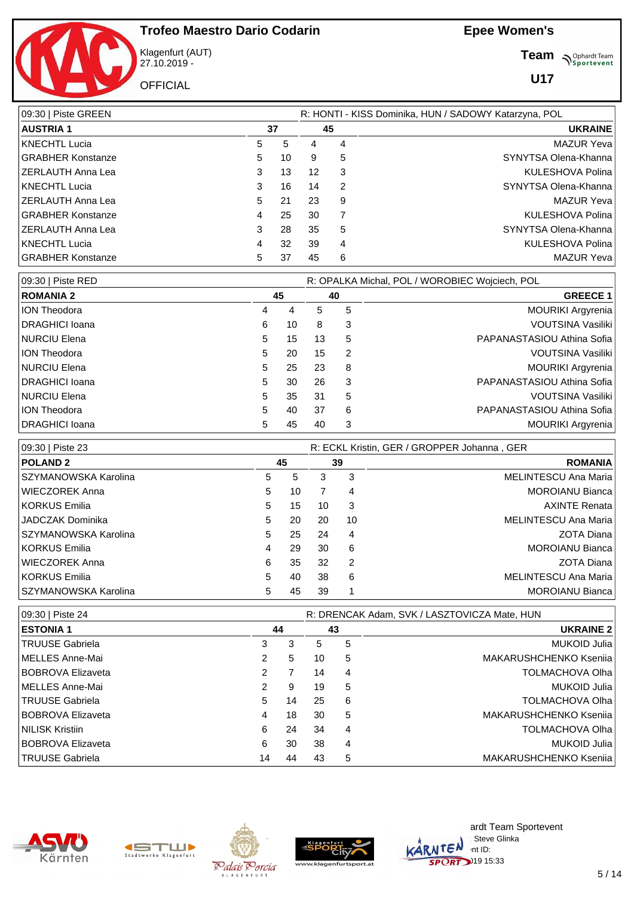# Trofeo Maestro Dario Codarin

Klagenfurt (AUT)
27.10.2019 -

OFFICIAL

## Epee Women's

**Team**

**U17**

09:30 | Piste GREEN — R: HONTI - KISS Dominika, HUN / SADOWY Katarzyna, POL

| AUSTRIA 1 | | 37 | 45 | | UKRAINE |
|---|---|---|---|---|---|
| KNECHTL Lucia | 5 | 5 | 4 | 4 | MAZUR Yeva |
| GRABHER Konstanze | 5 | 10 | 9 | 5 | SYNYTSA Olena-Khanna |
| ZERLAUTH Anna Lea | 3 | 13 | 12 | 3 | KULESHOVA Polina |
| KNECHTL Lucia | 3 | 16 | 14 | 2 | SYNYTSA Olena-Khanna |
| ZERLAUTH Anna Lea | 5 | 21 | 23 | 9 | MAZUR Yeva |
| GRABHER Konstanze | 4 | 25 | 30 | 7 | KULESHOVA Polina |
| ZERLAUTH Anna Lea | 3 | 28 | 35 | 5 | SYNYTSA Olena-Khanna |
| KNECHTL Lucia | 4 | 32 | 39 | 4 | KULESHOVA Polina |
| GRABHER Konstanze | 5 | 37 | 45 | 6 | MAZUR Yeva |

09:30 | Piste RED — R: OPALKA Michal, POL / WOROBIEC Wojciech, POL

| ROMANIA 2 | | 45 | 40 | | GREECE 1 |
|---|---|---|---|---|---|
| ION Theodora | 4 | 4 | 5 | 5 | MOURIKI Argyrenia |
| DRAGHICI Ioana | 6 | 10 | 8 | 3 | VOUTSINA Vasiliki |
| NURCIU Elena | 5 | 15 | 13 | 5 | PAPANASTASIOU Athina Sofia |
| ION Theodora | 5 | 20 | 15 | 2 | VOUTSINA Vasiliki |
| NURCIU Elena | 5 | 25 | 23 | 8 | MOURIKI Argyrenia |
| DRAGHICI Ioana | 5 | 30 | 26 | 3 | PAPANASTASIOU Athina Sofia |
| NURCIU Elena | 5 | 35 | 31 | 5 | VOUTSINA Vasiliki |
| ION Theodora | 5 | 40 | 37 | 6 | PAPANASTASIOU Athina Sofia |
| DRAGHICI Ioana | 5 | 45 | 40 | 3 | MOURIKI Argyrenia |

09:30 | Piste 23 — R: ECKL Kristin, GER / GROPPER Johanna , GER

| POLAND 2 | | 45 | 39 | | ROMANIA |
|---|---|---|---|---|---|
| SZYMANOWSKA Karolina | 5 | 5 | 3 | 3 | MELINTESCU Ana Maria |
| WIECZOREK Anna | 5 | 10 | 7 | 4 | MOROIANU Bianca |
| KORKUS Emilia | 5 | 15 | 10 | 3 | AXINTE Renata |
| JADCZAK Dominika | 5 | 20 | 20 | 10 | MELINTESCU Ana Maria |
| SZYMANOWSKA Karolina | 5 | 25 | 24 | 4 | ZOTA Diana |
| KORKUS Emilia | 4 | 29 | 30 | 6 | MOROIANU Bianca |
| WIECZOREK Anna | 6 | 35 | 32 | 2 | ZOTA Diana |
| KORKUS Emilia | 5 | 40 | 38 | 6 | MELINTESCU Ana Maria |
| SZYMANOWSKA Karolina | 5 | 45 | 39 | 1 | MOROIANU Bianca |

09:30 | Piste 24 — R: DRENCAK Adam, SVK / LASZTOVICZA Mate, HUN

| ESTONIA 1 | | 44 | 43 | | UKRAINE 2 |
|---|---|---|---|---|---|
| TRUUSE Gabriela | 3 | 3 | 5 | 5 | MUKOID Julia |
| MELLES Anne-Mai | 2 | 5 | 10 | 5 | MAKARUSHCHENKO Kseniia |
| BOBROVA Elizaveta | 2 | 7 | 14 | 4 | TOLMACHOVA Olha |
| MELLES Anne-Mai | 2 | 9 | 19 | 5 | MUKOID Julia |
| TRUUSE Gabriela | 5 | 14 | 25 | 6 | TOLMACHOVA Olha |
| BOBROVA Elizaveta | 4 | 18 | 30 | 5 | MAKARUSHCHENKO Kseniia |
| NILISK Kristiin | 6 | 24 | 34 | 4 | TOLMACHOVA Olha |
| BOBROVA Elizaveta | 6 | 30 | 38 | 4 | MUKOID Julia |
| TRUUSE Gabriela | 14 | 44 | 43 | 5 | MAKARUSHCHENKO Kseniia |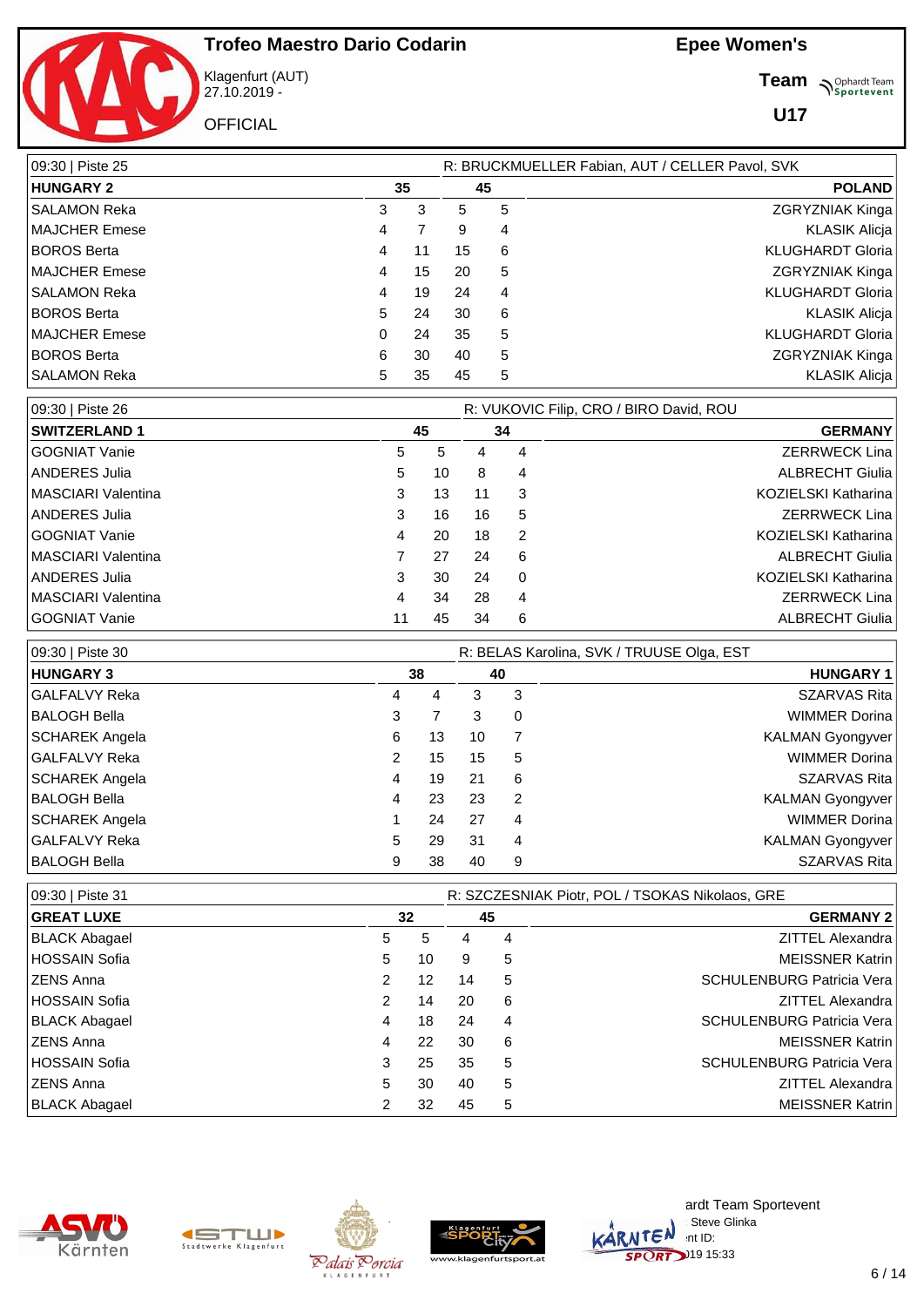# Trofeo Maestro Dario Codarin

Klagenfurt (AUT)
27.10.2019 -

OFFICIAL

## Epee Women's

**Team**

**U17**

09:30 | Piste 25 — R: BRUCKMUELLER Fabian, AUT / CELLER Pavol, SVK

| HUNGARY 2 | 35 | | 45 | | POLAND |
|---|---|---|---|---|---|
| SALAMON Reka | 3 | 3 | 5 | 5 | ZGRYZNIAK Kinga |
| MAJCHER Emese | 4 | 7 | 9 | 4 | KLASIK Alicja |
| BOROS Berta | 4 | 11 | 15 | 6 | KLUGHARDT Gloria |
| MAJCHER Emese | 4 | 15 | 20 | 5 | ZGRYZNIAK Kinga |
| SALAMON Reka | 4 | 19 | 24 | 4 | KLUGHARDT Gloria |
| BOROS Berta | 5 | 24 | 30 | 6 | KLASIK Alicja |
| MAJCHER Emese | 0 | 24 | 35 | 5 | KLUGHARDT Gloria |
| BOROS Berta | 6 | 30 | 40 | 5 | ZGRYZNIAK Kinga |
| SALAMON Reka | 5 | 35 | 45 | 5 | KLASIK Alicja |

09:30 | Piste 26 — R: VUKOVIC Filip, CRO / BIRO David, ROU

| SWITZERLAND 1 | 45 | | 34 | | GERMANY |
|---|---|---|---|---|---|
| GOGNIAT Vanie | 5 | 5 | 4 | 4 | ZERRWECK Lina |
| ANDERES Julia | 5 | 10 | 8 | 4 | ALBRECHT Giulia |
| MASCIARI Valentina | 3 | 13 | 11 | 3 | KOZIELSKI Katharina |
| ANDERES Julia | 3 | 16 | 16 | 5 | ZERRWECK Lina |
| GOGNIAT Vanie | 4 | 20 | 18 | 2 | KOZIELSKI Katharina |
| MASCIARI Valentina | 7 | 27 | 24 | 6 | ALBRECHT Giulia |
| ANDERES Julia | 3 | 30 | 24 | 0 | KOZIELSKI Katharina |
| MASCIARI Valentina | 4 | 34 | 28 | 4 | ZERRWECK Lina |
| GOGNIAT Vanie | 11 | 45 | 34 | 6 | ALBRECHT Giulia |

09:30 | Piste 30 — R: BELAS Karolina, SVK / TRUUSE Olga, EST

| HUNGARY 3 | 38 | | 40 | | HUNGARY 1 |
|---|---|---|---|---|---|
| GALFALVY Reka | 4 | 4 | 3 | 3 | SZARVAS Rita |
| BALOGH Bella | 3 | 7 | 3 | 0 | WIMMER Dorina |
| SCHAREK Angela | 6 | 13 | 10 | 7 | KALMAN Gyongyver |
| GALFALVY Reka | 2 | 15 | 15 | 5 | WIMMER Dorina |
| SCHAREK Angela | 4 | 19 | 21 | 6 | SZARVAS Rita |
| BALOGH Bella | 4 | 23 | 23 | 2 | KALMAN Gyongyver |
| SCHAREK Angela | 1 | 24 | 27 | 4 | WIMMER Dorina |
| GALFALVY Reka | 5 | 29 | 31 | 4 | KALMAN Gyongyver |
| BALOGH Bella | 9 | 38 | 40 | 9 | SZARVAS Rita |

09:30 | Piste 31 — R: SZCZESNIAK Piotr, POL / TSOKAS Nikolaos, GRE

| GREAT LUXE | 32 | | 45 | | GERMANY 2 |
|---|---|---|---|---|---|
| BLACK Abagael | 5 | 5 | 4 | 4 | ZITTEL Alexandra |
| HOSSAIN Sofia | 5 | 10 | 9 | 5 | MEISSNER Katrin |
| ZENS Anna | 2 | 12 | 14 | 5 | SCHULENBURG Patricia Vera |
| HOSSAIN Sofia | 2 | 14 | 20 | 6 | ZITTEL Alexandra |
| BLACK Abagael | 4 | 18 | 24 | 4 | SCHULENBURG Patricia Vera |
| ZENS Anna | 4 | 22 | 30 | 6 | MEISSNER Katrin |
| HOSSAIN Sofia | 3 | 25 | 35 | 5 | SCHULENBURG Patricia Vera |
| ZENS Anna | 5 | 30 | 40 | 5 | ZITTEL Alexandra |
| BLACK Abagael | 2 | 32 | 45 | 5 | MEISSNER Katrin |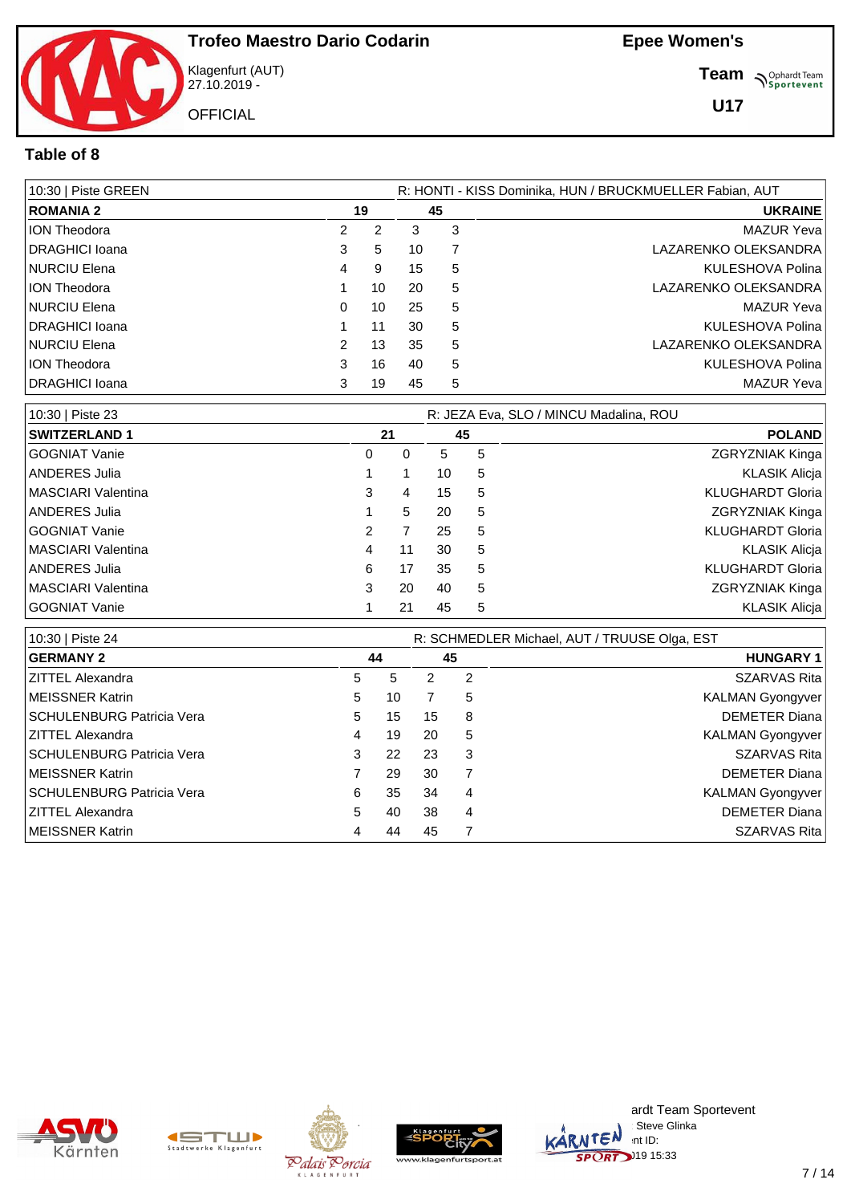# Trofeo Maestro Dario Codarin

Klagenfurt (AUT)
27.10.2019 -

OFFICIAL

**Epee Women's**

**Team**

**U17**

## Table of 8

| 10:30 \| Piste GREEN | | | | | R: HONTI - KISS Dominika, HUN / BRUCKMUELLER Fabian, AUT |
|---|---|---|---|---|---|
| **ROMANIA 2** | | **19** | **45** | | **UKRAINE** |
| ION Theodora | 2 | 2 | 3 | 3 | MAZUR Yeva |
| DRAGHICI Ioana | 3 | 5 | 10 | 7 | LAZARENKO OLEKSANDRA |
| NURCIU Elena | 4 | 9 | 15 | 5 | KULESHOVA Polina |
| ION Theodora | 1 | 10 | 20 | 5 | LAZARENKO OLEKSANDRA |
| NURCIU Elena | 0 | 10 | 25 | 5 | MAZUR Yeva |
| DRAGHICI Ioana | 1 | 11 | 30 | 5 | KULESHOVA Polina |
| NURCIU Elena | 2 | 13 | 35 | 5 | LAZARENKO OLEKSANDRA |
| ION Theodora | 3 | 16 | 40 | 5 | KULESHOVA Polina |
| DRAGHICI Ioana | 3 | 19 | 45 | 5 | MAZUR Yeva |

| 10:30 \| Piste 23 | | | | | R: JEZA Eva, SLO / MINCU Madalina, ROU |
|---|---|---|---|---|---|
| **SWITZERLAND 1** | | **21** | **45** | | **POLAND** |
| GOGNIAT Vanie | 0 | 0 | 5 | 5 | ZGRYZNIAK Kinga |
| ANDERES Julia | 1 | 1 | 10 | 5 | KLASIK Alicja |
| MASCIARI Valentina | 3 | 4 | 15 | 5 | KLUGHARDT Gloria |
| ANDERES Julia | 1 | 5 | 20 | 5 | ZGRYZNIAK Kinga |
| GOGNIAT Vanie | 2 | 7 | 25 | 5 | KLUGHARDT Gloria |
| MASCIARI Valentina | 4 | 11 | 30 | 5 | KLASIK Alicja |
| ANDERES Julia | 6 | 17 | 35 | 5 | KLUGHARDT Gloria |
| MASCIARI Valentina | 3 | 20 | 40 | 5 | ZGRYZNIAK Kinga |
| GOGNIAT Vanie | 1 | 21 | 45 | 5 | KLASIK Alicja |

| 10:30 \| Piste 24 | | | | | R: SCHMEDLER Michael, AUT / TRUUSE Olga, EST |
|---|---|---|---|---|---|
| **GERMANY 2** | | **44** | **45** | | **HUNGARY 1** |
| ZITTEL Alexandra | 5 | 5 | 2 | 2 | SZARVAS Rita |
| MEISSNER Katrin | 5 | 10 | 7 | 5 | KALMAN Gyongyver |
| SCHULENBURG Patricia Vera | 5 | 15 | 15 | 8 | DEMETER Diana |
| ZITTEL Alexandra | 4 | 19 | 20 | 5 | KALMAN Gyongyver |
| SCHULENBURG Patricia Vera | 3 | 22 | 23 | 3 | SZARVAS Rita |
| MEISSNER Katrin | 7 | 29 | 30 | 7 | DEMETER Diana |
| SCHULENBURG Patricia Vera | 6 | 35 | 34 | 4 | KALMAN Gyongyver |
| ZITTEL Alexandra | 5 | 40 | 38 | 4 | DEMETER Diana |
| MEISSNER Katrin | 4 | 44 | 45 | 7 | SZARVAS Rita |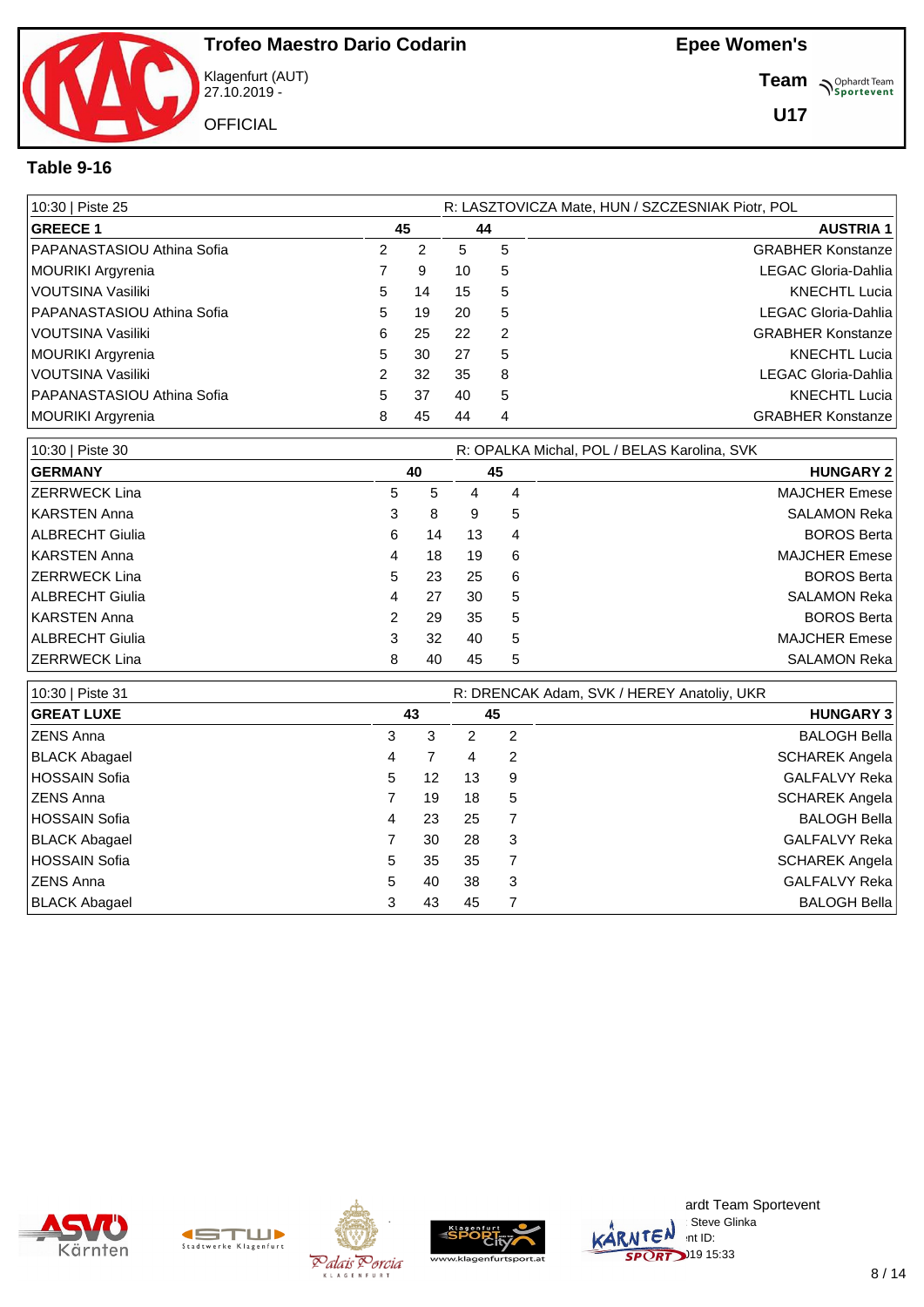# Trofeo Maestro Dario Codarin

Klagenfurt (AUT)
27.10.2019 -

OFFICIAL

**Epee Women's**

**Team**

**U17**

## Table 9-16

| 10:30 \| Piste 25 | | | | | R: LASZTOVICZA Mate, HUN / SZCZESNIAK Piotr, POL |
|---|---|---|---|---|---|
| **GREECE 1** | | **45** | **44** | | **AUSTRIA 1** |
| PAPANASTASIOU Athina Sofia | 2 | 2 | 5 | 5 | GRABHER Konstanze |
| MOURIKI Argyrenia | 7 | 9 | 10 | 5 | LEGAC Gloria-Dahlia |
| VOUTSINA Vasiliki | 5 | 14 | 15 | 5 | KNECHTL Lucia |
| PAPANASTASIOU Athina Sofia | 5 | 19 | 20 | 5 | LEGAC Gloria-Dahlia |
| VOUTSINA Vasiliki | 6 | 25 | 22 | 2 | GRABHER Konstanze |
| MOURIKI Argyrenia | 5 | 30 | 27 | 5 | KNECHTL Lucia |
| VOUTSINA Vasiliki | 2 | 32 | 35 | 8 | LEGAC Gloria-Dahlia |
| PAPANASTASIOU Athina Sofia | 5 | 37 | 40 | 5 | KNECHTL Lucia |
| MOURIKI Argyrenia | 8 | 45 | 44 | 4 | GRABHER Konstanze |

| 10:30 \| Piste 30 | | | | | R: OPALKA Michal, POL / BELAS Karolina, SVK |
|---|---|---|---|---|---|
| **GERMANY** | | **40** | **45** | | **HUNGARY 2** |
| ZERRWECK Lina | 5 | 5 | 4 | 4 | MAJCHER Emese |
| KARSTEN Anna | 3 | 8 | 9 | 5 | SALAMON Reka |
| ALBRECHT Giulia | 6 | 14 | 13 | 4 | BOROS Berta |
| KARSTEN Anna | 4 | 18 | 19 | 6 | MAJCHER Emese |
| ZERRWECK Lina | 5 | 23 | 25 | 6 | BOROS Berta |
| ALBRECHT Giulia | 4 | 27 | 30 | 5 | SALAMON Reka |
| KARSTEN Anna | 2 | 29 | 35 | 5 | BOROS Berta |
| ALBRECHT Giulia | 3 | 32 | 40 | 5 | MAJCHER Emese |
| ZERRWECK Lina | 8 | 40 | 45 | 5 | SALAMON Reka |

| 10:30 \| Piste 31 | | | | | R: DRENCAK Adam, SVK / HEREY Anatoliy, UKR |
|---|---|---|---|---|---|
| **GREAT LUXE** | | **43** | **45** | | **HUNGARY 3** |
| ZENS Anna | 3 | 3 | 2 | 2 | BALOGH Bella |
| BLACK Abagael | 4 | 7 | 4 | 2 | SCHAREK Angela |
| HOSSAIN Sofia | 5 | 12 | 13 | 9 | GALFALVY Reka |
| ZENS Anna | 7 | 19 | 18 | 5 | SCHAREK Angela |
| HOSSAIN Sofia | 4 | 23 | 25 | 7 | BALOGH Bella |
| BLACK Abagael | 7 | 30 | 28 | 3 | GALFALVY Reka |
| HOSSAIN Sofia | 5 | 35 | 35 | 7 | SCHAREK Angela |
| ZENS Anna | 5 | 40 | 38 | 3 | GALFALVY Reka |
| BLACK Abagael | 3 | 43 | 45 | 7 | BALOGH Bella |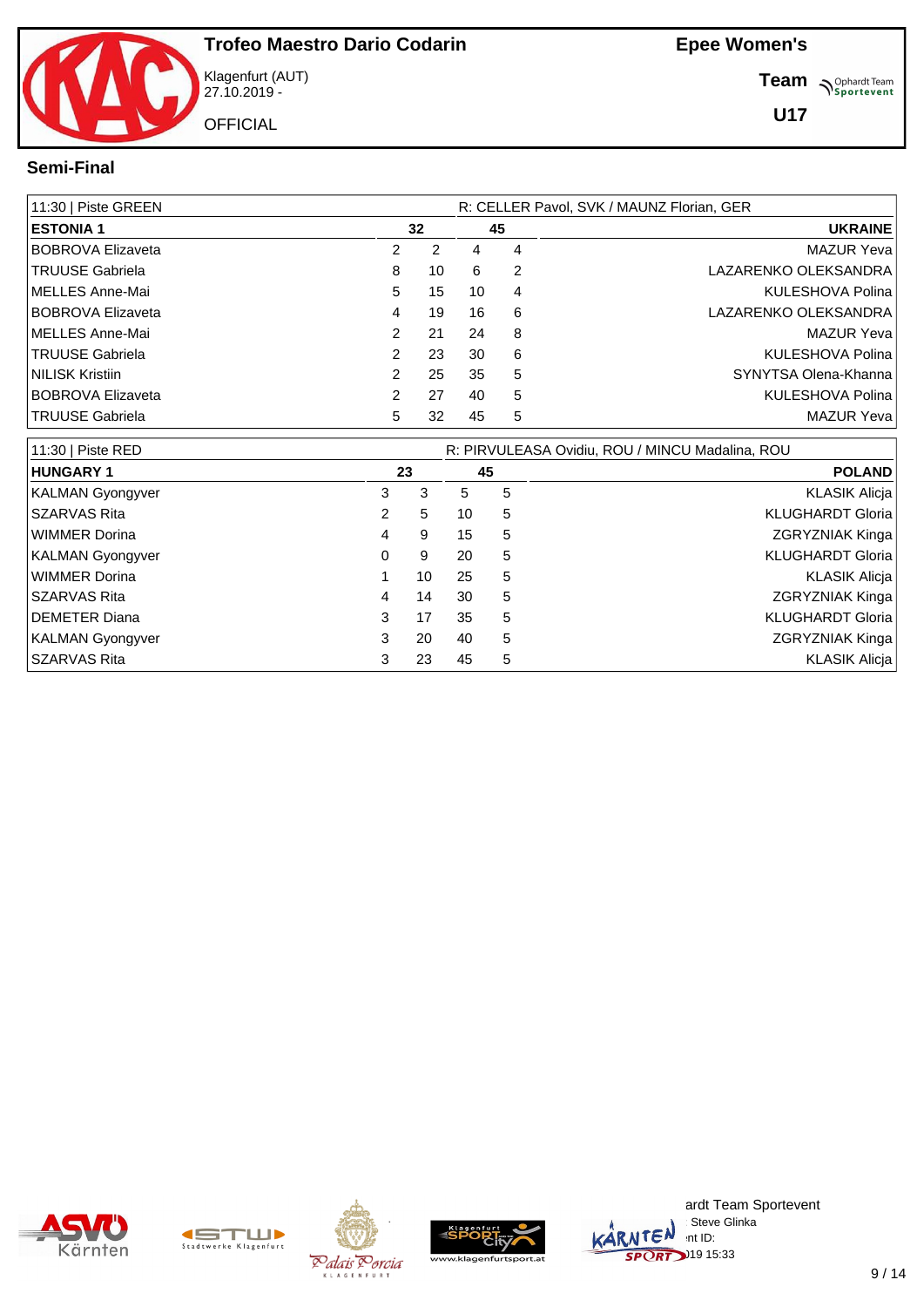# Trofeo Maestro Dario Codarin

Klagenfurt (AUT)
27.10.2019 -

OFFICIAL

**Epee Women's**

**Team**

**U17**

## Semi-Final

| 11:30 \| Piste GREEN | | | | | R: CELLER Pavol, SVK / MAUNZ Florian, GER |
|---|---|---|---|---|---|
| **ESTONIA 1** | | **32** | **45** | | **UKRAINE** |
| BOBROVA Elizaveta | 2 | 2 | 4 | 4 | MAZUR Yeva |
| TRUUSE Gabriela | 8 | 10 | 6 | 2 | LAZARENKO OLEKSANDRA |
| MELLES Anne-Mai | 5 | 15 | 10 | 4 | KULESHOVA Polina |
| BOBROVA Elizaveta | 4 | 19 | 16 | 6 | LAZARENKO OLEKSANDRA |
| MELLES Anne-Mai | 2 | 21 | 24 | 8 | MAZUR Yeva |
| TRUUSE Gabriela | 2 | 23 | 30 | 6 | KULESHOVA Polina |
| NILISK Kristiin | 2 | 25 | 35 | 5 | SYNYTSA Olena-Khanna |
| BOBROVA Elizaveta | 2 | 27 | 40 | 5 | KULESHOVA Polina |
| TRUUSE Gabriela | 5 | 32 | 45 | 5 | MAZUR Yeva |

| 11:30 \| Piste RED | | | | | R: PIRVULEASA Ovidiu, ROU / MINCU Madalina, ROU |
|---|---|---|---|---|---|
| **HUNGARY 1** | | **23** | **45** | | **POLAND** |
| KALMAN Gyongyver | 3 | 3 | 5 | 5 | KLASIK Alicja |
| SZARVAS Rita | 2 | 5 | 10 | 5 | KLUGHARDT Gloria |
| WIMMER Dorina | 4 | 9 | 15 | 5 | ZGRYZNIAK Kinga |
| KALMAN Gyongyver | 0 | 9 | 20 | 5 | KLUGHARDT Gloria |
| WIMMER Dorina | 1 | 10 | 25 | 5 | KLASIK Alicja |
| SZARVAS Rita | 4 | 14 | 30 | 5 | ZGRYZNIAK Kinga |
| DEMETER Diana | 3 | 17 | 35 | 5 | KLUGHARDT Gloria |
| KALMAN Gyongyver | 3 | 20 | 40 | 5 | ZGRYZNIAK Kinga |
| SZARVAS Rita | 3 | 23 | 45 | 5 | KLASIK Alicja |

ardt Team Sportevent
Steve Glinka
nt ID:
)19 15:33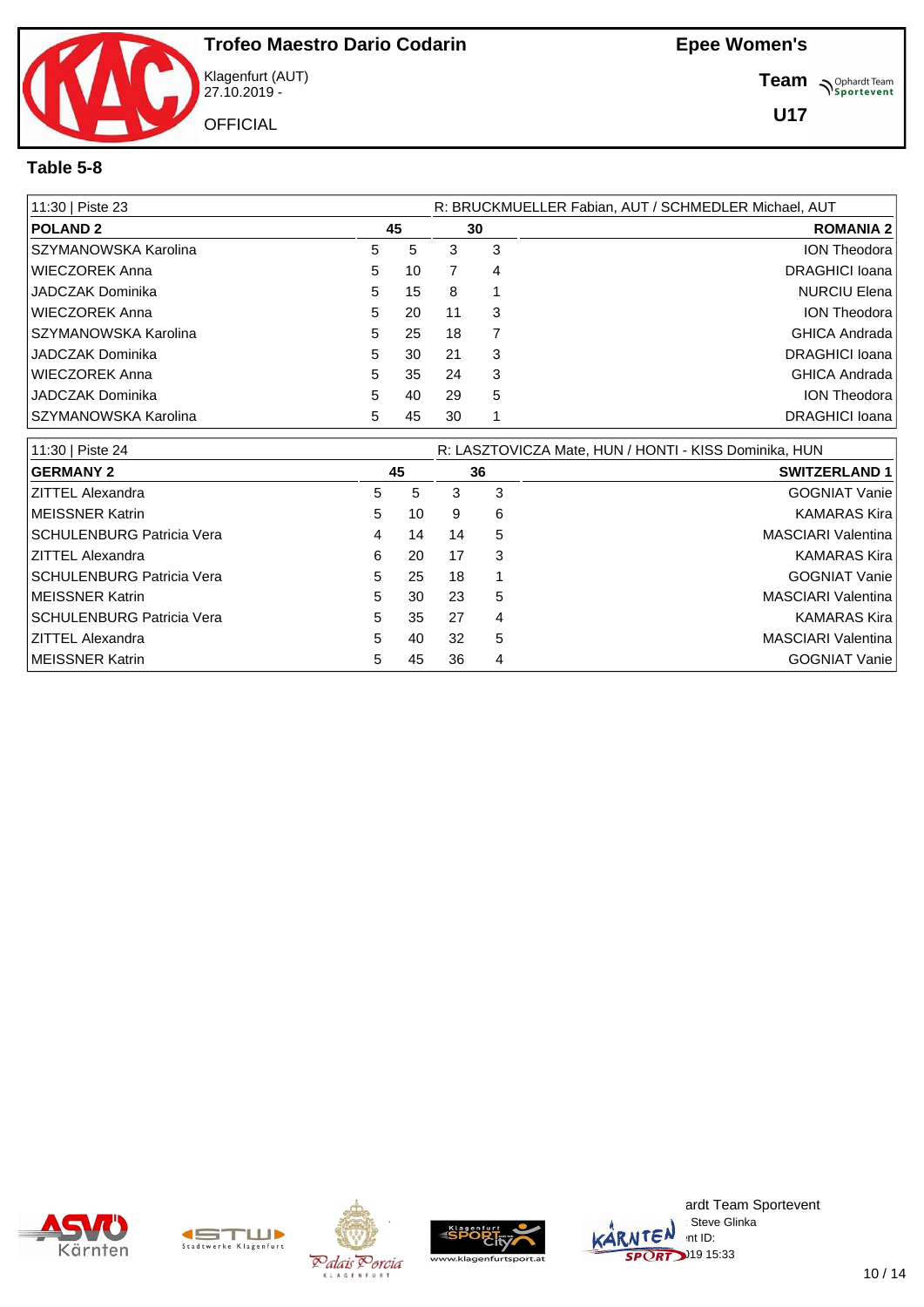## Trofeo Maestro Dario Codarin

Klagenfurt (AUT)
27.10.2019 -

OFFICIAL

**Epee Women's**

**Team**

**U17**

### Table 5-8

| 11:30 \| Piste 23 | | | | | R: BRUCKMUELLER Fabian, AUT / SCHMEDLER Michael, AUT |
|---|---|---|---|---|---|
| **POLAND 2** | | **45** | **30** | | **ROMANIA 2** |
| SZYMANOWSKA Karolina | 5 | 5 | 3 | 3 | ION Theodora |
| WIECZOREK Anna | 5 | 10 | 7 | 4 | DRAGHICI Ioana |
| JADCZAK Dominika | 5 | 15 | 8 | 1 | NURCIU Elena |
| WIECZOREK Anna | 5 | 20 | 11 | 3 | ION Theodora |
| SZYMANOWSKA Karolina | 5 | 25 | 18 | 7 | GHICA Andrada |
| JADCZAK Dominika | 5 | 30 | 21 | 3 | DRAGHICI Ioana |
| WIECZOREK Anna | 5 | 35 | 24 | 3 | GHICA Andrada |
| JADCZAK Dominika | 5 | 40 | 29 | 5 | ION Theodora |
| SZYMANOWSKA Karolina | 5 | 45 | 30 | 1 | DRAGHICI Ioana |

| 11:30 \| Piste 24 | | | | | R: LASZTOVICZA Mate, HUN / HONTI - KISS Dominika, HUN |
|---|---|---|---|---|---|
| **GERMANY 2** | | **45** | **36** | | **SWITZERLAND 1** |
| ZITTEL Alexandra | 5 | 5 | 3 | 3 | GOGNIAT Vanie |
| MEISSNER Katrin | 5 | 10 | 9 | 6 | KAMARAS Kira |
| SCHULENBURG Patricia Vera | 4 | 14 | 14 | 5 | MASCIARI Valentina |
| ZITTEL Alexandra | 6 | 20 | 17 | 3 | KAMARAS Kira |
| SCHULENBURG Patricia Vera | 5 | 25 | 18 | 1 | GOGNIAT Vanie |
| MEISSNER Katrin | 5 | 30 | 23 | 5 | MASCIARI Valentina |
| SCHULENBURG Patricia Vera | 5 | 35 | 27 | 4 | KAMARAS Kira |
| ZITTEL Alexandra | 5 | 40 | 32 | 5 | MASCIARI Valentina |
| MEISSNER Katrin | 5 | 45 | 36 | 4 | GOGNIAT Vanie |

ardt Team Sportevent
Steve Glinka
nt ID:
19 15:33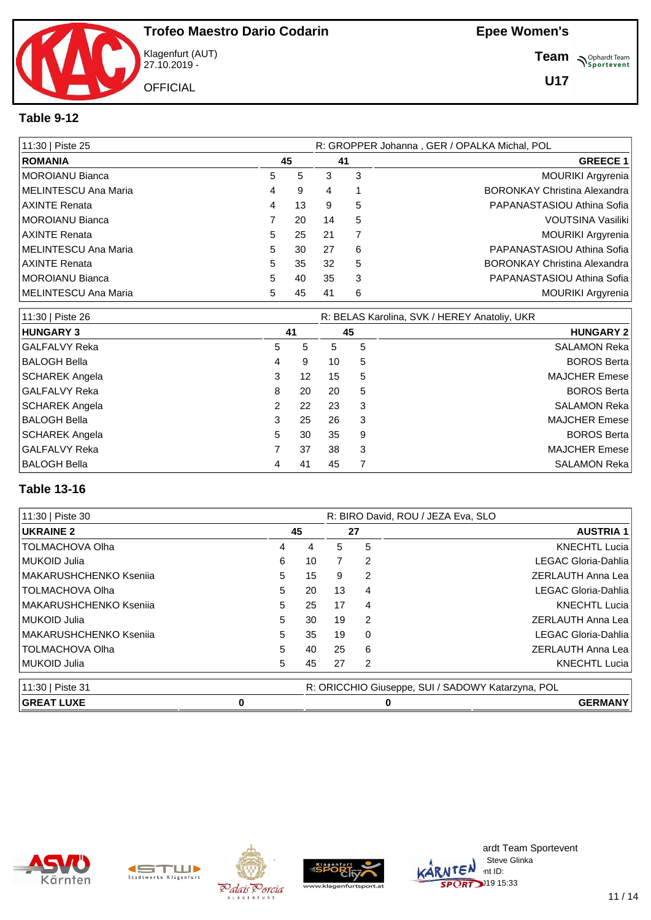# Trofeo Maestro Dario Codarin

Klagenfurt (AUT)
27.10.2019 -

OFFICIAL

**Epee Women's**

**Team**

**U17**

## Table 9-12

| 11:30 \| Piste 25 | | | | | R: GROPPER Johanna , GER / OPALKA Michal, POL |
|---|---|---|---|---|---|
| **ROMANIA** | **45** | | **41** | | **GREECE 1** |
| MOROIANU Bianca | 5 | 5 | 3 | 3 | MOURIKI Argyrenia |
| MELINTESCU Ana Maria | 4 | 9 | 4 | 1 | BORONKAY Christina Alexandra |
| AXINTE Renata | 4 | 13 | 9 | 5 | PAPANASTASIOU Athina Sofia |
| MOROIANU Bianca | 7 | 20 | 14 | 5 | VOUTSINA Vasiliki |
| AXINTE Renata | 5 | 25 | 21 | 7 | MOURIKI Argyrenia |
| MELINTESCU Ana Maria | 5 | 30 | 27 | 6 | PAPANASTASIOU Athina Sofia |
| AXINTE Renata | 5 | 35 | 32 | 5 | BORONKAY Christina Alexandra |
| MOROIANU Bianca | 5 | 40 | 35 | 3 | PAPANASTASIOU Athina Sofia |
| MELINTESCU Ana Maria | 5 | 45 | 41 | 6 | MOURIKI Argyrenia |

| 11:30 \| Piste 26 | | | | | R: BELAS Karolina, SVK / HEREY Anatoliy, UKR |
|---|---|---|---|---|---|
| **HUNGARY 3** | **41** | | **45** | | **HUNGARY 2** |
| GALFALVY Reka | 5 | 5 | 5 | 5 | SALAMON Reka |
| BALOGH Bella | 4 | 9 | 10 | 5 | BOROS Berta |
| SCHAREK Angela | 3 | 12 | 15 | 5 | MAJCHER Emese |
| GALFALVY Reka | 8 | 20 | 20 | 5 | BOROS Berta |
| SCHAREK Angela | 2 | 22 | 23 | 3 | SALAMON Reka |
| BALOGH Bella | 3 | 25 | 26 | 3 | MAJCHER Emese |
| SCHAREK Angela | 5 | 30 | 35 | 9 | BOROS Berta |
| GALFALVY Reka | 7 | 37 | 38 | 3 | MAJCHER Emese |
| BALOGH Bella | 4 | 41 | 45 | 7 | SALAMON Reka |

## Table 13-16

| 11:30 \| Piste 30 | | | | | R: BIRO David, ROU / JEZA Eva, SLO |
|---|---|---|---|---|---|
| **UKRAINE 2** | **45** | | **27** | | **AUSTRIA 1** |
| TOLMACHOVA Olha | 4 | 4 | 5 | 5 | KNECHTL Lucia |
| MUKOID Julia | 6 | 10 | 7 | 2 | LEGAC Gloria-Dahlia |
| MAKARUSHCHENKO Ksenia | 5 | 15 | 9 | 2 | ZERLAUTH Anna Lea |
| TOLMACHOVA Olha | 5 | 20 | 13 | 4 | LEGAC Gloria-Dahlia |
| MAKARUSHCHENKO Ksenia | 5 | 25 | 17 | 4 | KNECHTL Lucia |
| MUKOID Julia | 5 | 30 | 19 | 2 | ZERLAUTH Anna Lea |
| MAKARUSHCHENKO Ksenia | 5 | 35 | 19 | 0 | LEGAC Gloria-Dahlia |
| TOLMACHOVA Olha | 5 | 40 | 25 | 6 | ZERLAUTH Anna Lea |
| MUKOID Julia | 5 | 45 | 27 | 2 | KNECHTL Lucia |

| 11:30 \| Piste 31 | | R: ORICCHIO Giuseppe, SUI / SADOWY Katarzyna, POL |
|---|---|---|
| **GREAT LUXE** | **0** | **0** | **GERMANY** |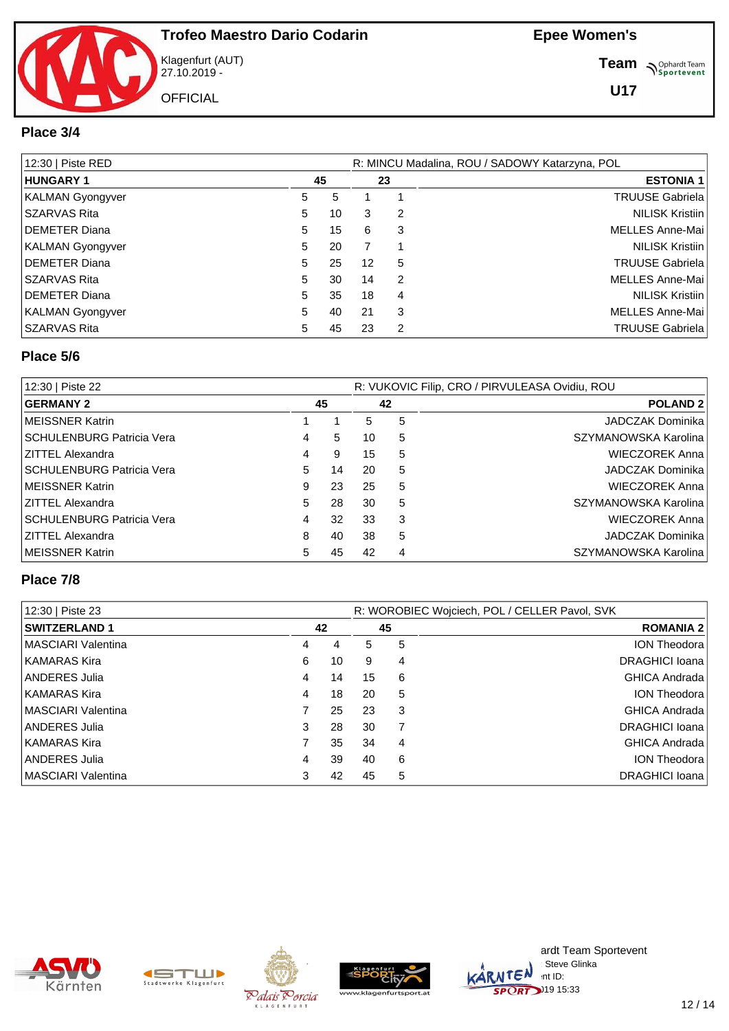# Trofeo Maestro Dario Codarin

Klagenfurt (AUT)
27.10.2019 -

OFFICIAL

**Epee Women's**

**Team**

**U17**

## Place 3/4

| 12:30 \| Piste RED | | | | | R: MINCU Madalina, ROU / SADOWY Katarzyna, POL |
|---|---|---|---|---|---|
| **HUNGARY 1** | | **45** | **23** | | **ESTONIA 1** |
| KALMAN Gyongyver | 5 | 5 | 1 | 1 | TRUUSE Gabriela |
| SZARVAS Rita | 5 | 10 | 3 | 2 | NILISK Kristiin |
| DEMETER Diana | 5 | 15 | 6 | 3 | MELLES Anne-Mai |
| KALMAN Gyongyver | 5 | 20 | 7 | 1 | NILISK Kristiin |
| DEMETER Diana | 5 | 25 | 12 | 5 | TRUUSE Gabriela |
| SZARVAS Rita | 5 | 30 | 14 | 2 | MELLES Anne-Mai |
| DEMETER Diana | 5 | 35 | 18 | 4 | NILISK Kristiin |
| KALMAN Gyongyver | 5 | 40 | 21 | 3 | MELLES Anne-Mai |
| SZARVAS Rita | 5 | 45 | 23 | 2 | TRUUSE Gabriela |

## Place 5/6

| 12:30 \| Piste 22 | | | | | R: VUKOVIC Filip, CRO / PIRVULEASA Ovidiu, ROU |
|---|---|---|---|---|---|
| **GERMANY 2** | | **45** | **42** | | **POLAND 2** |
| MEISSNER Katrin | 1 | 1 | 5 | 5 | JADCZAK Dominika |
| SCHULENBURG Patricia Vera | 4 | 5 | 10 | 5 | SZYMANOWSKA Karolina |
| ZITTEL Alexandra | 4 | 9 | 15 | 5 | WIECZOREK Anna |
| SCHULENBURG Patricia Vera | 5 | 14 | 20 | 5 | JADCZAK Dominika |
| MEISSNER Katrin | 9 | 23 | 25 | 5 | WIECZOREK Anna |
| ZITTEL Alexandra | 5 | 28 | 30 | 5 | SZYMANOWSKA Karolina |
| SCHULENBURG Patricia Vera | 4 | 32 | 33 | 3 | WIECZOREK Anna |
| ZITTEL Alexandra | 8 | 40 | 38 | 5 | JADCZAK Dominika |
| MEISSNER Katrin | 5 | 45 | 42 | 4 | SZYMANOWSKA Karolina |

## Place 7/8

| 12:30 \| Piste 23 | | | | | R: WOROBIEC Wojciech, POL / CELLER Pavol, SVK |
|---|---|---|---|---|---|
| **SWITZERLAND 1** | | **42** | **45** | | **ROMANIA 2** |
| MASCIARI Valentina | 4 | 4 | 5 | 5 | ION Theodora |
| KAMARAS Kira | 6 | 10 | 9 | 4 | DRAGHICI Ioana |
| ANDERES Julia | 4 | 14 | 15 | 6 | GHICA Andrada |
| KAMARAS Kira | 4 | 18 | 20 | 5 | ION Theodora |
| MASCIARI Valentina | 7 | 25 | 23 | 3 | GHICA Andrada |
| ANDERES Julia | 3 | 28 | 30 | 7 | DRAGHICI Ioana |
| KAMARAS Kira | 7 | 35 | 34 | 4 | GHICA Andrada |
| ANDERES Julia | 4 | 39 | 40 | 6 | ION Theodora |
| MASCIARI Valentina | 3 | 42 | 45 | 5 | DRAGHICI Ioana |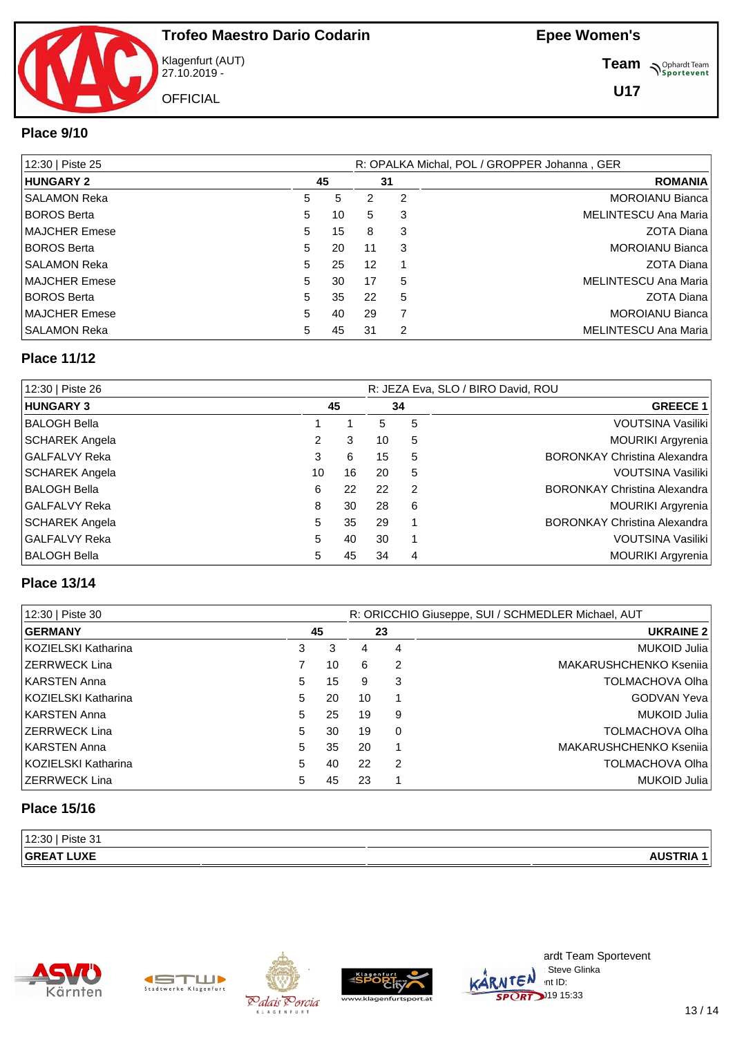# Trofeo Maestro Dario Codarin

Klagenfurt (AUT)
27.10.2019 -

OFFICIAL

**Epee Women's**

**Team**

**U17**

## Place 9/10

| 12:30 \| Piste 25 | | | | | R: OPALKA Michal, POL / GROPPER Johanna , GER |
|---|---|---|---|---|---|
| **HUNGARY 2** | 45 | | 31 | | **ROMANIA** |
| SALAMON Reka | 5 | 5 | 2 | 2 | MOROIANU Bianca |
| BOROS Berta | 5 | 10 | 5 | 3 | MELINTESCU Ana Maria |
| MAJCHER Emese | 5 | 15 | 8 | 3 | ZOTA Diana |
| BOROS Berta | 5 | 20 | 11 | 3 | MOROIANU Bianca |
| SALAMON Reka | 5 | 25 | 12 | 1 | ZOTA Diana |
| MAJCHER Emese | 5 | 30 | 17 | 5 | MELINTESCU Ana Maria |
| BOROS Berta | 5 | 35 | 22 | 5 | ZOTA Diana |
| MAJCHER Emese | 5 | 40 | 29 | 7 | MOROIANU Bianca |
| SALAMON Reka | 5 | 45 | 31 | 2 | MELINTESCU Ana Maria |

## Place 11/12

| 12:30 \| Piste 26 | | | | | R: JEZA Eva, SLO / BIRO David, ROU |
|---|---|---|---|---|---|
| **HUNGARY 3** | 45 | | 34 | | **GREECE 1** |
| BALOGH Bella | 1 | 1 | 5 | 5 | VOUTSINA Vasiliki |
| SCHAREK Angela | 2 | 3 | 10 | 5 | MOURIKI Argyrenia |
| GALFALVY Reka | 3 | 6 | 15 | 5 | BORONKAY Christina Alexandra |
| SCHAREK Angela | 10 | 16 | 20 | 5 | VOUTSINA Vasiliki |
| BALOGH Bella | 6 | 22 | 22 | 2 | BORONKAY Christina Alexandra |
| GALFALVY Reka | 8 | 30 | 28 | 6 | MOURIKI Argyrenia |
| SCHAREK Angela | 5 | 35 | 29 | 1 | BORONKAY Christina Alexandra |
| GALFALVY Reka | 5 | 40 | 30 | 1 | VOUTSINA Vasiliki |
| BALOGH Bella | 5 | 45 | 34 | 4 | MOURIKI Argyrenia |

## Place 13/14

| 12:30 \| Piste 30 | | | | | R: ORICCHIO Giuseppe, SUI / SCHMEDLER Michael, AUT |
|---|---|---|---|---|---|
| **GERMANY** | 45 | | 23 | | **UKRAINE 2** |
| KOZIELSKI Katharina | 3 | 3 | 4 | 4 | MUKOID Julia |
| ZERRWECK Lina | 7 | 10 | 6 | 2 | MAKARUSHCHENKO Kseniia |
| KARSTEN Anna | 5 | 15 | 9 | 3 | TOLMACHOVA Olha |
| KOZIELSKI Katharina | 5 | 20 | 10 | 1 | GODVAN Yeva |
| KARSTEN Anna | 5 | 25 | 19 | 9 | MUKOID Julia |
| ZERRWECK Lina | 5 | 30 | 19 | 0 | TOLMACHOVA Olha |
| KARSTEN Anna | 5 | 35 | 20 | 1 | MAKARUSHCHENKO Kseniia |
| KOZIELSKI Katharina | 5 | 40 | 22 | 2 | TOLMACHOVA Olha |
| ZERRWECK Lina | 5 | 45 | 23 | 1 | MUKOID Julia |

## Place 15/16

| 12:30 \| Piste 31 | | |
|---|---|---|
| **GREAT LUXE** | | **AUSTRIA 1** |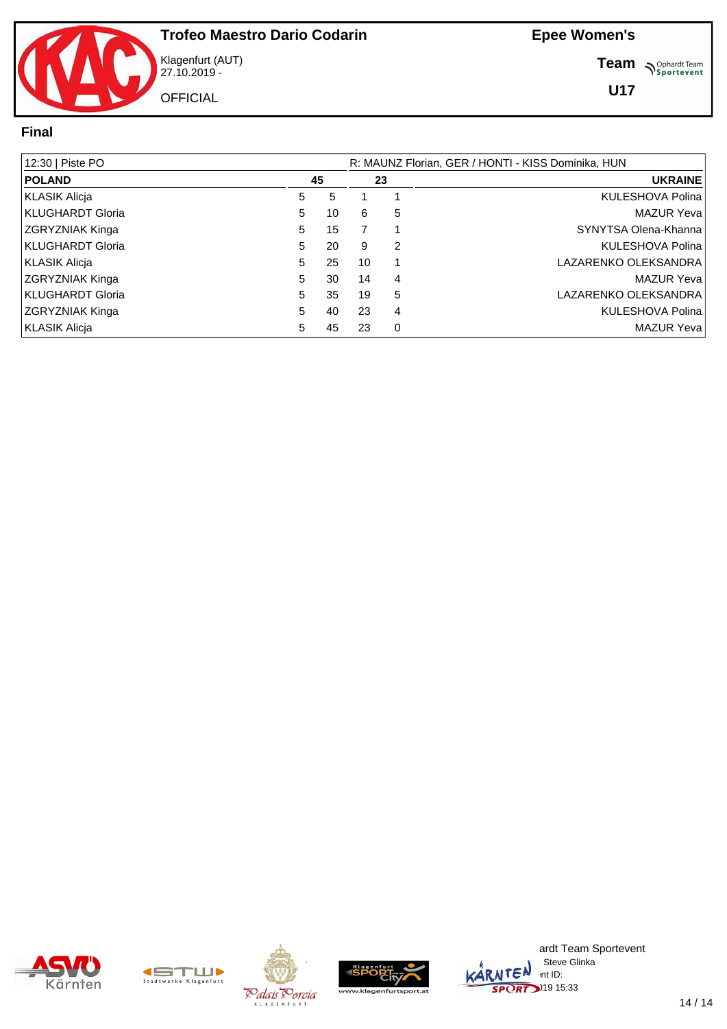# Trofeo Maestro Dario Codarin

Klagenfurt (AUT)
27.10.2019 -

OFFICIAL

**Epee Women's**

**Team**

**U17**

## Final

12:30 | Piste PO — R: MAUNZ Florian, GER / HONTI - KISS Dominika, HUN

| POLAND | 45 | | 23 | | UKRAINE |
|---|---|---|---|---|---|
| KLASIK Alicja | 5 | 5 | 1 | 1 | KULESHOVA Polina |
| KLUGHARDT Gloria | 5 | 10 | 6 | 5 | MAZUR Yeva |
| ZGRYZNIAK Kinga | 5 | 15 | 7 | 1 | SYNYTSA Olena-Khanna |
| KLUGHARDT Gloria | 5 | 20 | 9 | 2 | KULESHOVA Polina |
| KLASIK Alicja | 5 | 25 | 10 | 1 | LAZARENKO OLEKSANDRA |
| ZGRYZNIAK Kinga | 5 | 30 | 14 | 4 | MAZUR Yeva |
| KLUGHARDT Gloria | 5 | 35 | 19 | 5 | LAZARENKO OLEKSANDRA |
| ZGRYZNIAK Kinga | 5 | 40 | 23 | 4 | KULESHOVA Polina |
| KLASIK Alicja | 5 | 45 | 23 | 0 | MAZUR Yeva |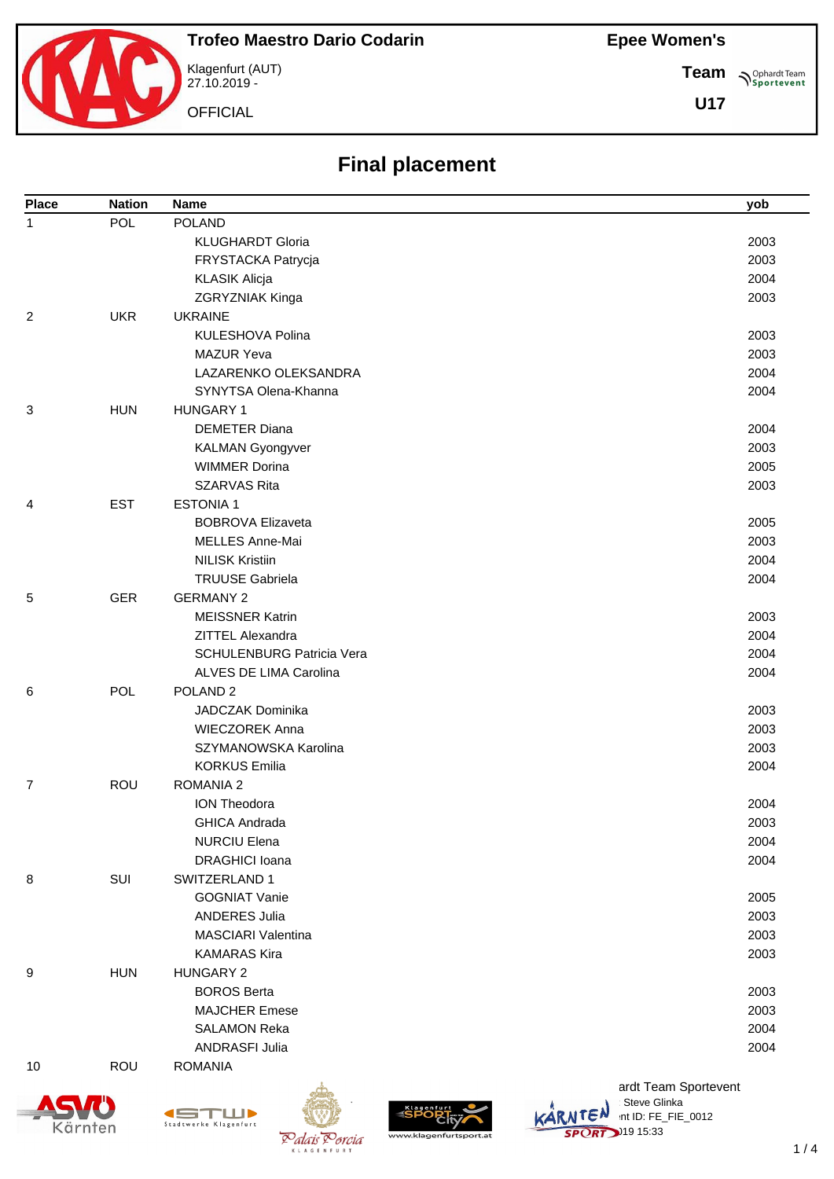# Trofeo Maestro Dario Codarin

Klagenfurt (AUT)
27.10.2019 -

OFFICIAL

**Epee Women's**

**Team**

**U17**

## Final placement

| Place | Nation | Name | yob |
|---|---|---|---|
| 1 | POL | POLAND | |
| | | KLUGHARDT Gloria | 2003 |
| | | FRYSTACKA Patrycja | 2003 |
| | | KLASIK Alicja | 2004 |
| | | ZGRYZNIAK Kinga | 2003 |
| 2 | UKR | UKRAINE | |
| | | KULESHOVA Polina | 2003 |
| | | MAZUR Yeva | 2003 |
| | | LAZARENKO OLEKSANDRA | 2004 |
| | | SYNYTSA Olena-Khanna | 2004 |
| 3 | HUN | HUNGARY 1 | |
| | | DEMETER Diana | 2004 |
| | | KALMAN Gyongyver | 2003 |
| | | WIMMER Dorina | 2005 |
| | | SZARVAS Rita | 2003 |
| 4 | EST | ESTONIA 1 | |
| | | BOBROVA Elizaveta | 2005 |
| | | MELLES Anne-Mai | 2003 |
| | | NILISK Kristiin | 2004 |
| | | TRUUSE Gabriela | 2004 |
| 5 | GER | GERMANY 2 | |
| | | MEISSNER Katrin | 2003 |
| | | ZITTEL Alexandra | 2004 |
| | | SCHULENBURG Patricia Vera | 2004 |
| | | ALVES DE LIMA Carolina | 2004 |
| 6 | POL | POLAND 2 | |
| | | JADCZAK Dominika | 2003 |
| | | WIECZOREK Anna | 2003 |
| | | SZYMANOWSKA Karolina | 2003 |
| | | KORKUS Emilia | 2004 |
| 7 | ROU | ROMANIA 2 | |
| | | ION Theodora | 2004 |
| | | GHICA Andrada | 2003 |
| | | NURCIU Elena | 2004 |
| | | DRAGHICI Ioana | 2004 |
| 8 | SUI | SWITZERLAND 1 | |
| | | GOGNIAT Vanie | 2005 |
| | | ANDERES Julia | 2003 |
| | | MASCIARI Valentina | 2003 |
| | | KAMARAS Kira | 2003 |
| 9 | HUN | HUNGARY 2 | |
| | | BOROS Berta | 2003 |
| | | MAJCHER Emese | 2003 |
| | | SALAMON Reka | 2004 |
| | | ANDRASFI Julia | 2004 |
| 10 | ROU | ROMANIA | |

ardt Team Sportevent
Steve Glinka
nt ID: FE_FIE_0012
)19 15:33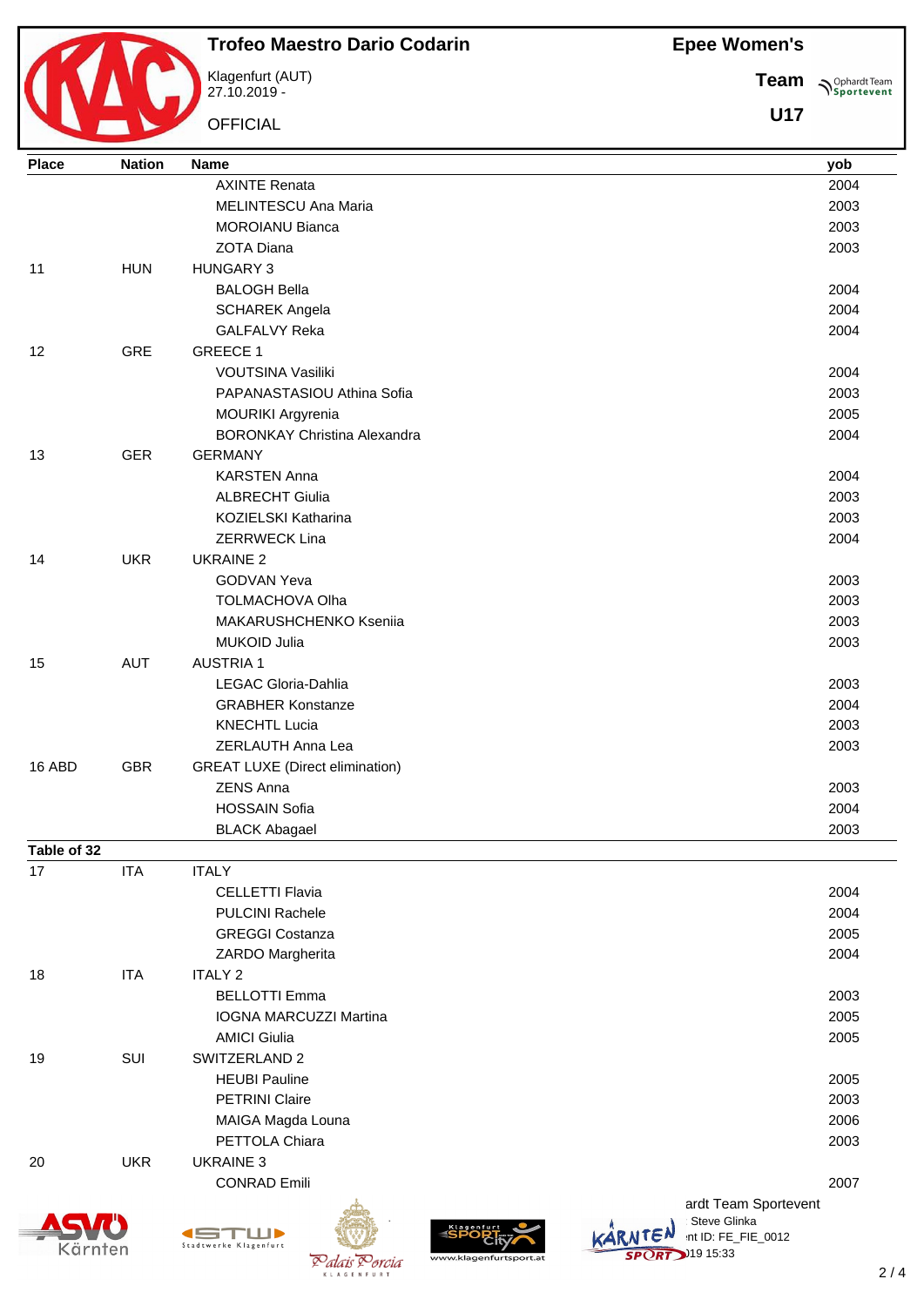# Trofeo Maestro Dario Codarin

Klagenfurt (AUT)
27.10.2019 -

OFFICIAL

**Epee Women's**

**Team**

**U17**

| Place | Nation | Name | yob |
|---|---|---|---|
| | | AXINTE Renata | 2004 |
| | | MELINTESCU Ana Maria | 2003 |
| | | MOROIANU Bianca | 2003 |
| | | ZOTA Diana | 2003 |
| 11 | HUN | HUNGARY 3 | |
| | | BALOGH Bella | 2004 |
| | | SCHAREK Angela | 2004 |
| | | GALFALVY Reka | 2004 |
| 12 | GRE | GREECE 1 | |
| | | VOUTSINA Vasiliki | 2004 |
| | | PAPANASTASIOU Athina Sofia | 2003 |
| | | MOURIKI Argyrenia | 2005 |
| | | BORONKAY Christina Alexandra | 2004 |
| 13 | GER | GERMANY | |
| | | KARSTEN Anna | 2004 |
| | | ALBRECHT Giulia | 2003 |
| | | KOZIELSKI Katharina | 2003 |
| | | ZERRWECK Lina | 2004 |
| 14 | UKR | UKRAINE 2 | |
| | | GODVAN Yeva | 2003 |
| | | TOLMACHOVA Olha | 2003 |
| | | MAKARUSHCHENKO Kseniia | 2003 |
| | | MUKOID Julia | 2003 |
| 15 | AUT | AUSTRIA 1 | |
| | | LEGAC Gloria-Dahlia | 2003 |
| | | GRABHER Konstanze | 2004 |
| | | KNECHTL Lucia | 2003 |
| | | ZERLAUTH Anna Lea | 2003 |
| 16 ABD | GBR | GREAT LUXE (Direct elimination) | |
| | | ZENS Anna | 2003 |
| | | HOSSAIN Sofia | 2004 |
| | | BLACK Abagael | 2003 |
| **Table of 32** | | | |
| 17 | ITA | ITALY | |
| | | CELLETTI Flavia | 2004 |
| | | PULCINI Rachele | 2004 |
| | | GREGGI Costanza | 2005 |
| | | ZARDO Margherita | 2004 |
| 18 | ITA | ITALY 2 | |
| | | BELLOTTI Emma | 2003 |
| | | IOGNA MARCUZZI Martina | 2005 |
| | | AMICI Giulia | 2005 |
| 19 | SUI | SWITZERLAND 2 | |
| | | HEUBI Pauline | 2005 |
| | | PETRINI Claire | 2003 |
| | | MAIGA Magda Louna | 2006 |
| | | PETTOLA Chiara | 2003 |
| 20 | UKR | UKRAINE 3 | |
| | | CONRAD Emili | 2007 |

ardt Team Sportevent
Steve Glinka
nt ID: FE_FIE_0012
019 15:33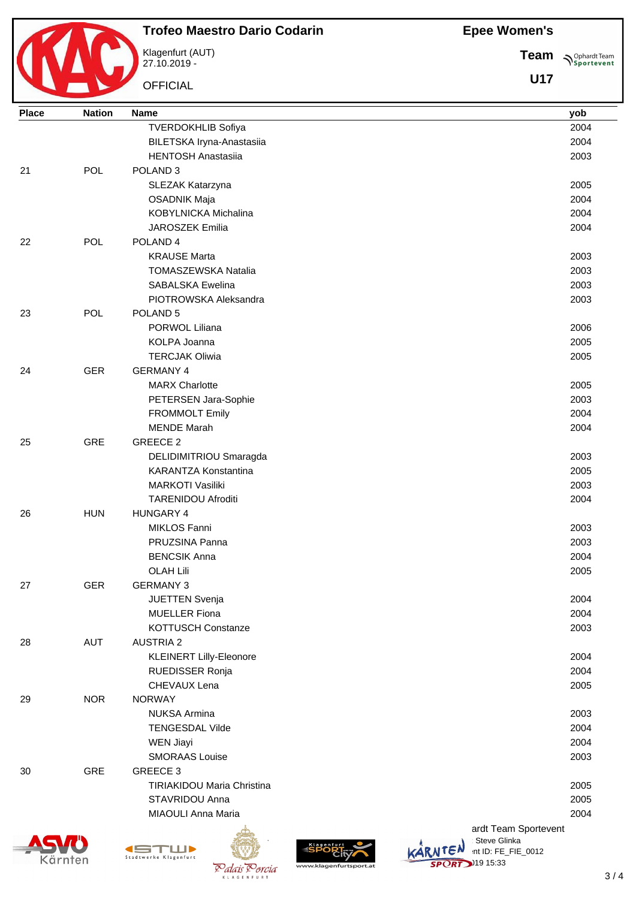# Trofeo Maestro Dario Codarin

Klagenfurt (AUT)
27.10.2019 -

OFFICIAL

**Epee Women's**

**Team**

**U17**

| Place | Nation | Name | yob |
|---|---|---|---|
| | | TVERDOKHLIB Sofiya | 2004 |
| | | BILETSKA Iryna-Anastasiia | 2004 |
| | | HENTOSH Anastasiia | 2003 |
| 21 | POL | POLAND 3 | |
| | | SLEZAK Katarzyna | 2005 |
| | | OSADNIK Maja | 2004 |
| | | KOBYLNICKA Michalina | 2004 |
| | | JAROSZEK Emilia | 2004 |
| 22 | POL | POLAND 4 | |
| | | KRAUSE Marta | 2003 |
| | | TOMASZEWSKA Natalia | 2003 |
| | | SABALSKA Ewelina | 2003 |
| | | PIOTROWSKA Aleksandra | 2003 |
| 23 | POL | POLAND 5 | |
| | | PORWOL Liliana | 2006 |
| | | KOLPA Joanna | 2005 |
| | | TERCJAK Oliwia | 2005 |
| 24 | GER | GERMANY 4 | |
| | | MARX Charlotte | 2005 |
| | | PETERSEN Jara-Sophie | 2003 |
| | | FROMMOLT Emily | 2004 |
| | | MENDE Marah | 2004 |
| 25 | GRE | GREECE 2 | |
| | | DELIDIMITRIOU Smaragda | 2003 |
| | | KARANTZA Konstantina | 2005 |
| | | MARKOTI Vasiliki | 2003 |
| | | TARENIDOU Afroditi | 2004 |
| 26 | HUN | HUNGARY 4 | |
| | | MIKLOS Fanni | 2003 |
| | | PRUZSINA Panna | 2003 |
| | | BENCSIK Anna | 2004 |
| | | OLAH Lili | 2005 |
| 27 | GER | GERMANY 3 | |
| | | JUETTEN Svenja | 2004 |
| | | MUELLER Fiona | 2004 |
| | | KOTTUSCH Constanze | 2003 |
| 28 | AUT | AUSTRIA 2 | |
| | | KLEINERT Lilly-Eleonore | 2004 |
| | | RUEDISSER Ronja | 2004 |
| | | CHEVAUX Lena | 2005 |
| 29 | NOR | NORWAY | |
| | | NUKSA Armina | 2003 |
| | | TENGESDAL Vilde | 2004 |
| | | WEN Jiayi | 2004 |
| | | SMORAAS Louise | 2003 |
| 30 | GRE | GREECE 3 | |
| | | TIRIAKIDOU Maria Christina | 2005 |
| | | STAVRIDOU Anna | 2005 |
| | | MIAOULI Anna Maria | 2004 |

ardt Team Sportevent
Steve Glinka
nt ID: FE_FIE_0012
)19 15:33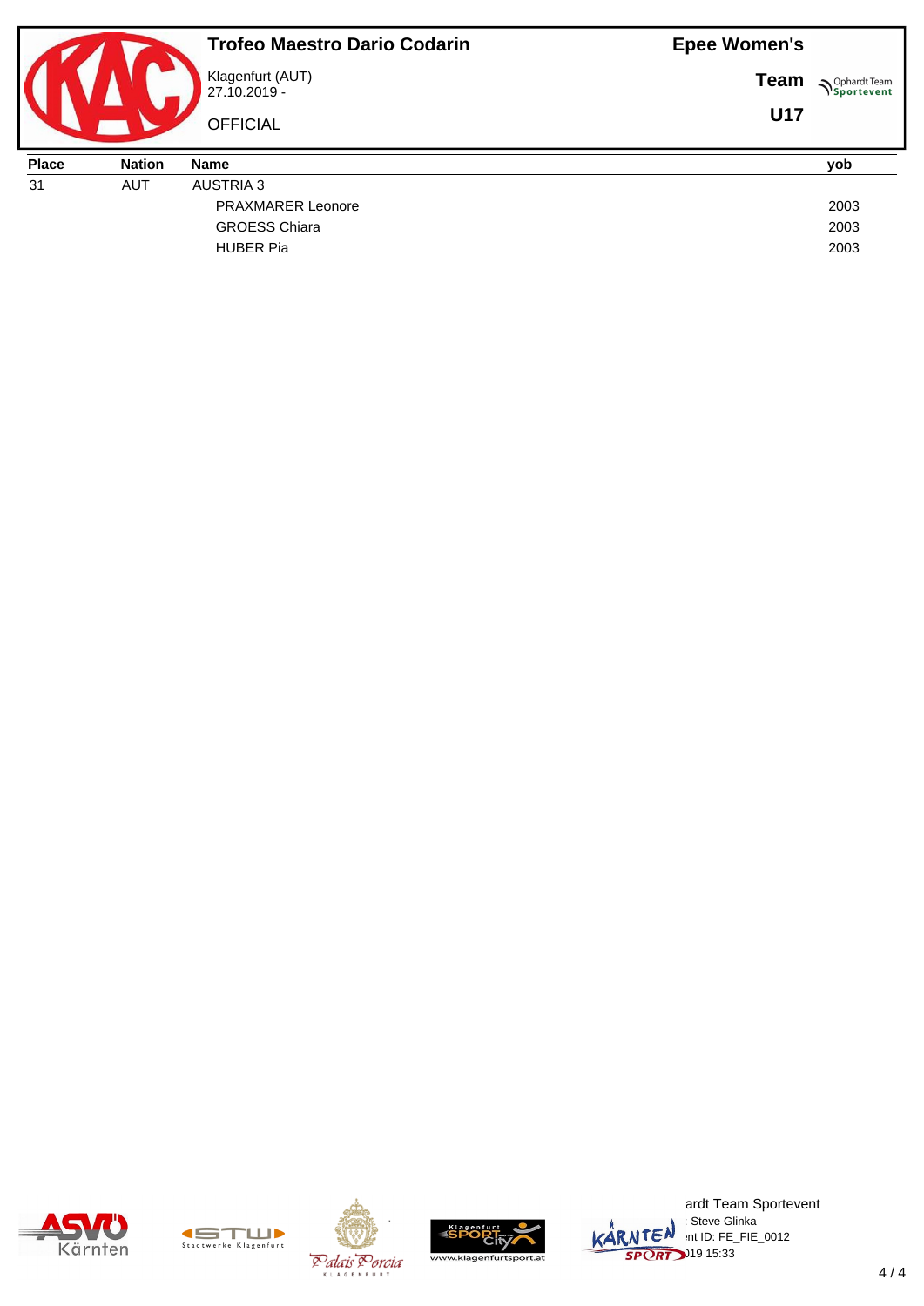# Trofeo Maestro Dario Codarin

Klagenfurt (AUT)
27.10.2019 -

OFFICIAL

**Epee Women's**

**Team**

**U17**

| Place | Nation | Name | yob |
|---|---|---|---|
| 31 | AUT | AUSTRIA 3 | |
| | | PRAXMARER Leonore | 2003 |
| | | GROESS Chiara | 2003 |
| | | HUBER Pia | 2003 |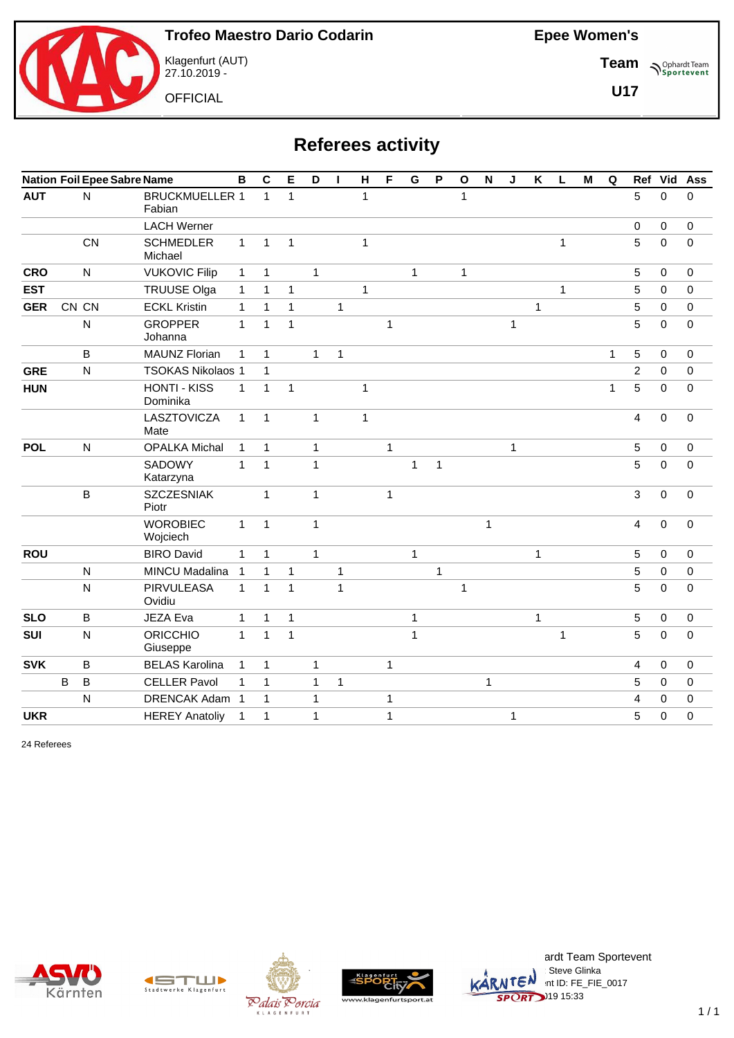Trofeo Maestro Dario Codarin

Klagenfurt (AUT)
27.10.2019 -

OFFICIAL

**Epee Women's**

**Team**

**U17**

# Referees activity

| Nation | Foil | Epee | Sabre | Name | B | C | E | D | I | H | F | G | P | O | N | J | K | L | M | Q | Ref | Vid | Ass |
|---|---|---|---|---|---|---|---|---|---|---|---|---|---|---|---|---|---|---|---|---|---|---|---|
| **AUT** | | N | | BRUCKMUELLER Fabian | 1 | 1 | 1 | | | 1 | | | | 1 | | | | | | | 5 | 0 | 0 |
| | | | | LACH Werner | | | | | | | | | | | | | | | | | 0 | 0 | 0 |
| | | CN | | SCHMEDLER Michael | 1 | 1 | 1 | | | 1 | | | | | | | | 1 | | | 5 | 0 | 0 |
| **CRO** | | N | | VUKOVIC Filip | 1 | 1 | | 1 | | | | 1 | | 1 | | | | | | | 5 | 0 | 0 |
| **EST** | | | | TRUUSE Olga | 1 | 1 | 1 | | | 1 | | | | | | | | 1 | | | 5 | 0 | 0 |
| **GER** | CN | CN | | ECKL Kristin | 1 | 1 | 1 | | 1 | | | | | | | | 1 | | | | 5 | 0 | 0 |
| | | N | | GROPPER Johanna | 1 | 1 | 1 | | | | 1 | | | | | 1 | | | | | 5 | 0 | 0 |
| | | B | | MAUNZ Florian | 1 | 1 | | 1 | 1 | | | | | | | | | | | 1 | 5 | 0 | 0 |
| **GRE** | | N | | TSOKAS Nikolaos | 1 | 1 | | | | | | | | | | | | | | | 2 | 0 | 0 |
| **HUN** | | | | HONTI - KISS Dominika | 1 | 1 | 1 | | | 1 | | | | | | | | | | 1 | 5 | 0 | 0 |
| | | | | LASZTOVICZA Mate | 1 | 1 | | 1 | | 1 | | | | | | | | | | | 4 | 0 | 0 |
| **POL** | | N | | OPALKA Michal | 1 | 1 | | 1 | | | 1 | | | | | 1 | | | | | 5 | 0 | 0 |
| | | | | SADOWY Katarzyna | 1 | 1 | | 1 | | | | 1 | 1 | | | | | | | | 5 | 0 | 0 |
| | | B | | SZCZESNIAK Piotr | | 1 | | 1 | | | 1 | | | | | | | | | | 3 | 0 | 0 |
| | | | | WOROBIEC Wojciech | 1 | 1 | | 1 | | | | | | | 1 | | | | | | 4 | 0 | 0 |
| **ROU** | | | | BIRO David | 1 | 1 | | 1 | | | | 1 | | | | | 1 | | | | 5 | 0 | 0 |
| | | N | | MINCU Madalina | 1 | 1 | 1 | | 1 | | | | 1 | | | | | | | | 5 | 0 | 0 |
| | | N | | PIRVULEASA Ovidiu | 1 | 1 | 1 | | 1 | | | | | 1 | | | | | | | 5 | 0 | 0 |
| **SLO** | | B | | JEZA Eva | 1 | 1 | 1 | | | | | 1 | | | | | 1 | | | | 5 | 0 | 0 |
| **SUI** | | N | | ORICCHIO Giuseppe | 1 | 1 | 1 | | | | | 1 | | | | | | 1 | | | 5 | 0 | 0 |
| **SVK** | | B | | BELAS Karolina | 1 | 1 | | 1 | | | 1 | | | | | | | | | | 4 | 0 | 0 |
| | B | B | | CELLER Pavol | 1 | 1 | | 1 | 1 | | | | | | 1 | | | | | | 5 | 0 | 0 |
| | | N | | DRENCAK Adam | 1 | 1 | | 1 | | | 1 | | | | | | | | | | 4 | 0 | 0 |
| **UKR** | | | | HEREY Anatoliy | 1 | 1 | | 1 | | | 1 | | | | | 1 | | | | | 5 | 0 | 0 |

24 Referees

ardt Team Sportevent
Steve Glinka
nt ID: FE_FIE_0017
019 15:33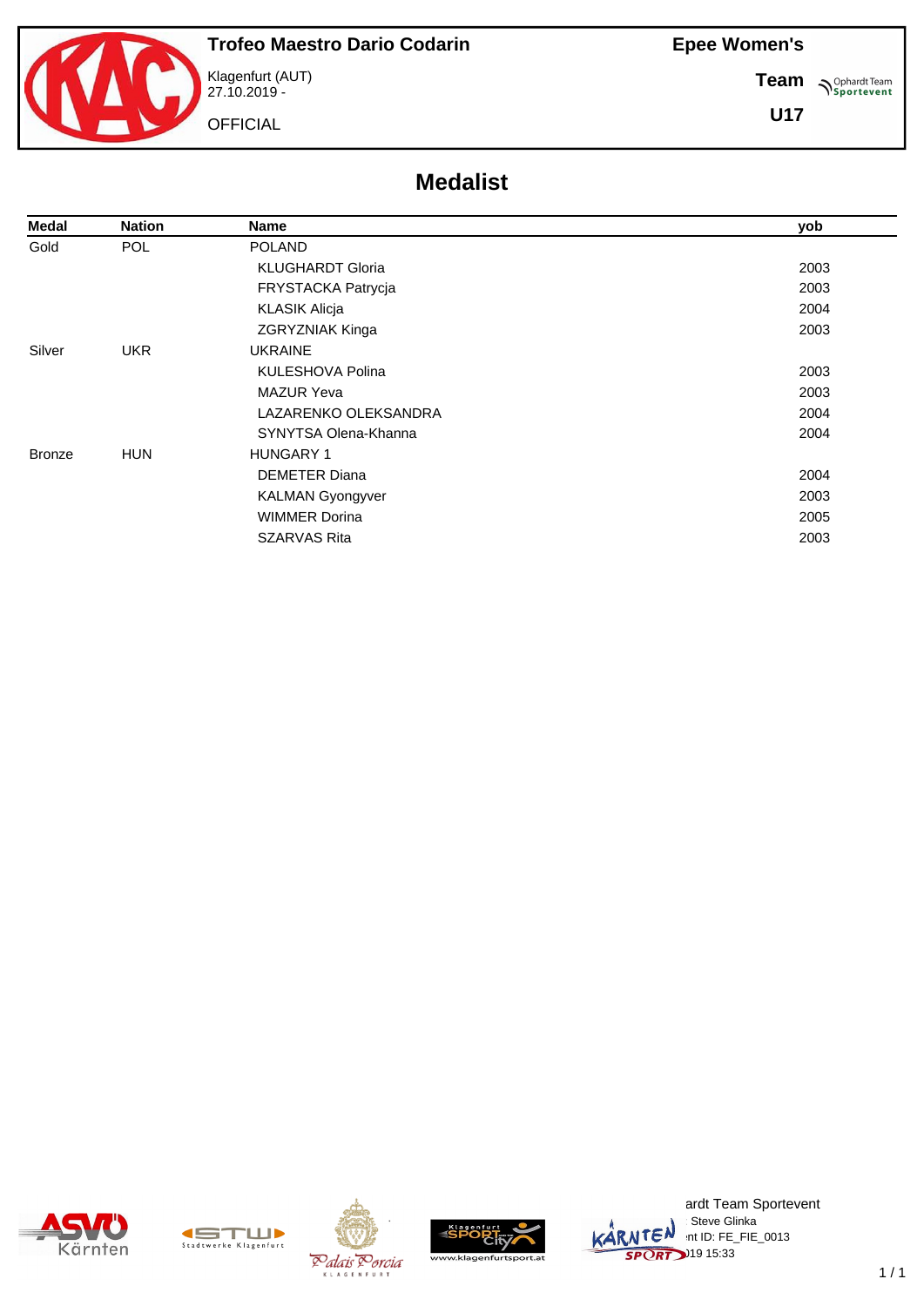# Trofeo Maestro Dario Codarin

Klagenfurt (AUT)
27.10.2019 -

OFFICIAL

**Epee Women's**

**Team**

**U17**

## Medalist

| Medal | Nation | Name | yob |
|---|---|---|---|
| Gold | POL | POLAND | |
| | | KLUGHARDT Gloria | 2003 |
| | | FRYSTACKA Patrycja | 2003 |
| | | KLASIK Alicja | 2004 |
| | | ZGRYZNIAK Kinga | 2003 |
| Silver | UKR | UKRAINE | |
| | | KULESHOVA Polina | 2003 |
| | | MAZUR Yeva | 2003 |
| | | LAZARENKO OLEKSANDRA | 2004 |
| | | SYNYTSA Olena-Khanna | 2004 |
| Bronze | HUN | HUNGARY 1 | |
| | | DEMETER Diana | 2004 |
| | | KALMAN Gyongyver | 2003 |
| | | WIMMER Dorina | 2005 |
| | | SZARVAS Rita | 2003 |

ardt Team Sportevent
Steve Glinka
nt ID: FE_FIE_0013
)19 15:33